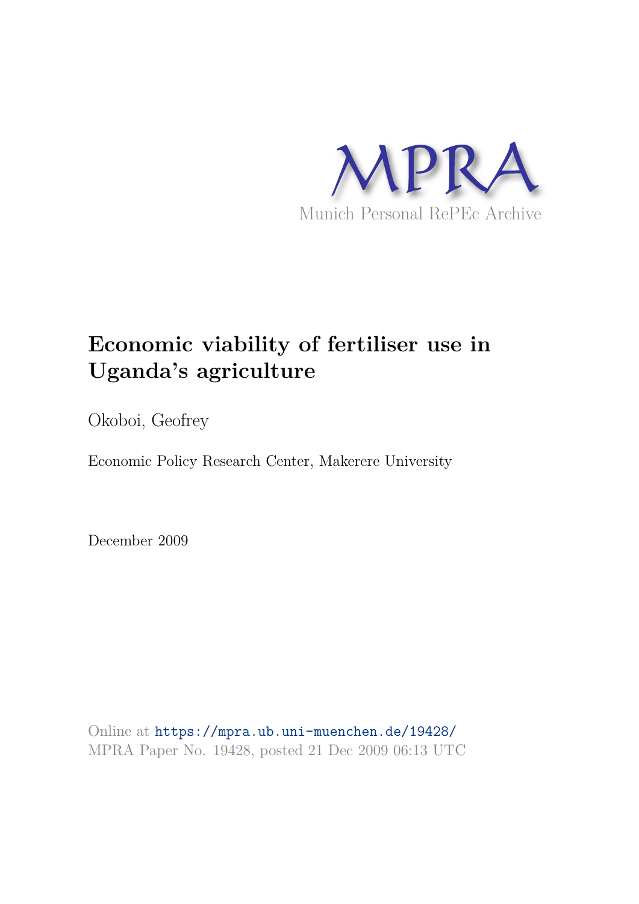MPRA

Munich Personal RePEc Archive

# Economic viability of fertiliser use in Uganda's agriculture

Okoboi, Geofrey

Economic Policy Research Center, Makerere University

December 2009

Online at https://mpra.ub.uni-muenchen.de/19428/
MPRA Paper No. 19428, posted 21 Dec 2009 06:13 UTC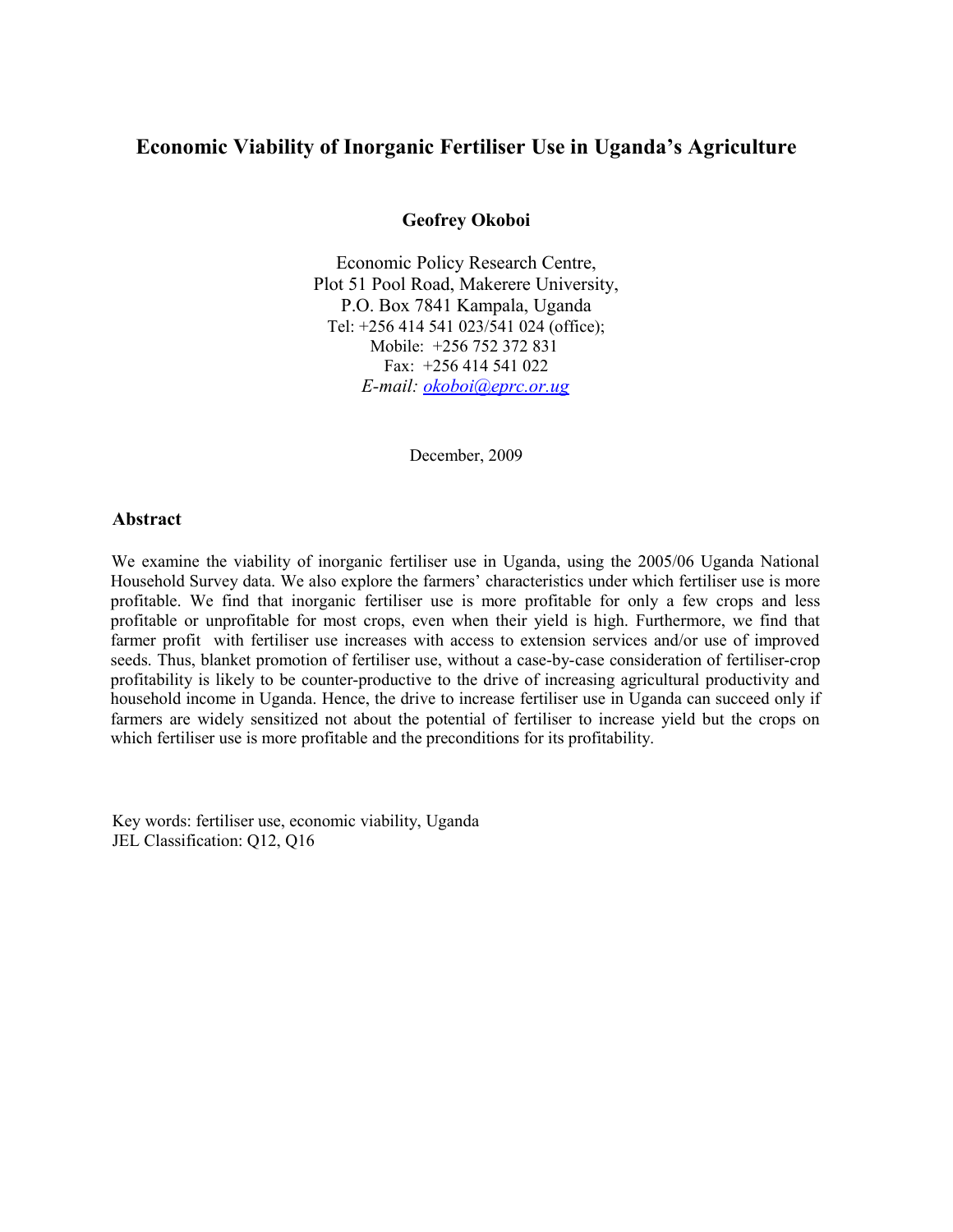# Economic Viability of Inorganic Fertiliser Use in Uganda's Agriculture

**Geofrey Okoboi**

Economic Policy Research Centre,
Plot 51 Pool Road, Makerere University,
P.O. Box 7841 Kampala, Uganda
Tel: +256 414 541 023/541 024 (office);
Mobile: +256 752 372 831
Fax: +256 414 541 022
*E-mail: okoboi@eprc.or.ug*

December, 2009

## Abstract

We examine the viability of inorganic fertiliser use in Uganda, using the 2005/06 Uganda National Household Survey data. We also explore the farmers' characteristics under which fertiliser use is more profitable. We find that inorganic fertiliser use is more profitable for only a few crops and less profitable or unprofitable for most crops, even when their yield is high. Furthermore, we find that farmer profit with fertiliser use increases with access to extension services and/or use of improved seeds. Thus, blanket promotion of fertiliser use, without a case-by-case consideration of fertiliser-crop profitability is likely to be counter-productive to the drive of increasing agricultural productivity and household income in Uganda. Hence, the drive to increase fertiliser use in Uganda can succeed only if farmers are widely sensitized not about the potential of fertiliser to increase yield but the crops on which fertiliser use is more profitable and the preconditions for its profitability.

Key words: fertiliser use, economic viability, Uganda
JEL Classification: Q12, Q16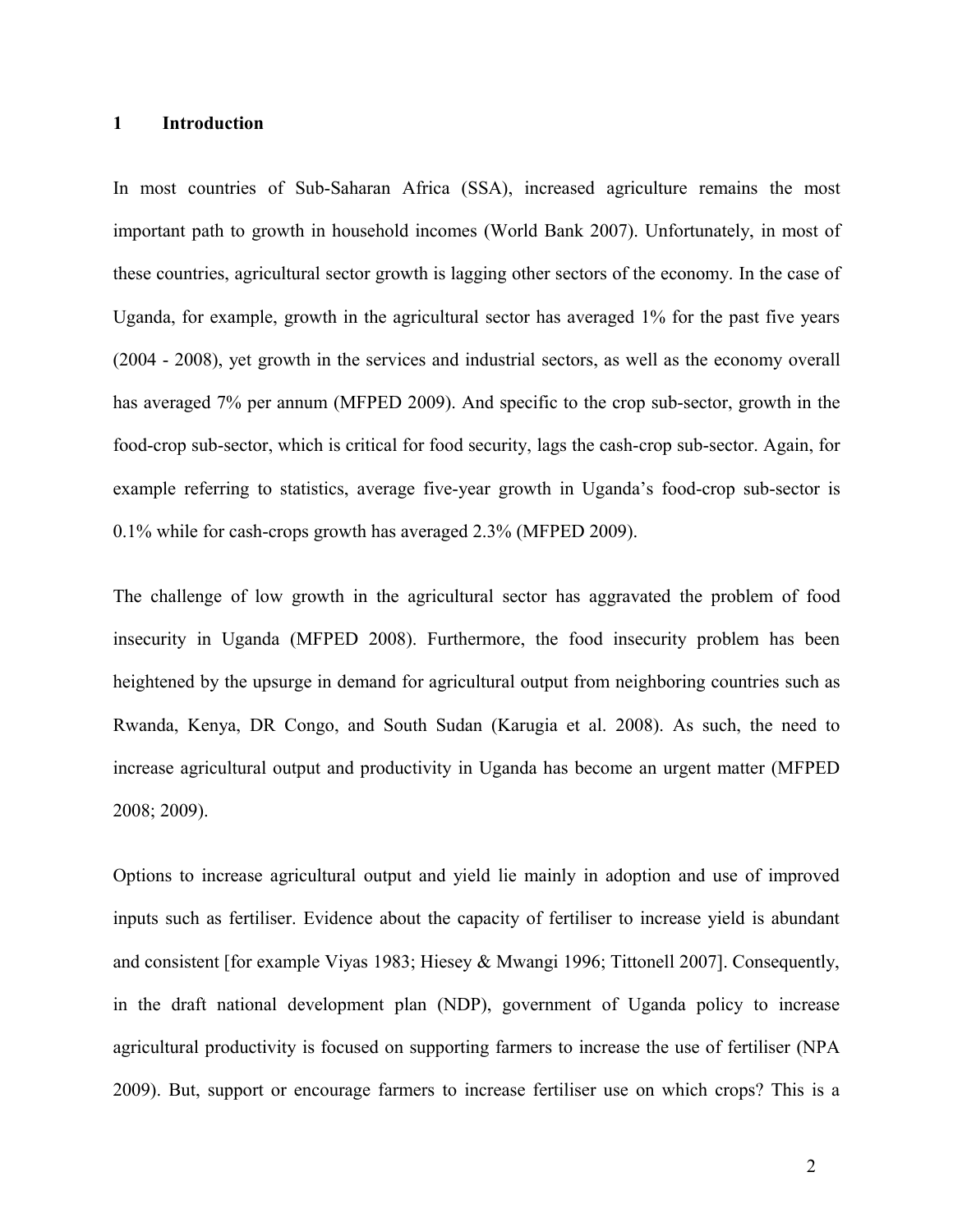# 1 Introduction

In most countries of Sub-Saharan Africa (SSA), increased agriculture remains the most important path to growth in household incomes (World Bank 2007). Unfortunately, in most of these countries, agricultural sector growth is lagging other sectors of the economy. In the case of Uganda, for example, growth in the agricultural sector has averaged 1% for the past five years (2004 - 2008), yet growth in the services and industrial sectors, as well as the economy overall has averaged 7% per annum (MFPED 2009). And specific to the crop sub-sector, growth in the food-crop sub-sector, which is critical for food security, lags the cash-crop sub-sector. Again, for example referring to statistics, average five-year growth in Uganda's food-crop sub-sector is 0.1% while for cash-crops growth has averaged 2.3% (MFPED 2009).

The challenge of low growth in the agricultural sector has aggravated the problem of food insecurity in Uganda (MFPED 2008). Furthermore, the food insecurity problem has been heightened by the upsurge in demand for agricultural output from neighboring countries such as Rwanda, Kenya, DR Congo, and South Sudan (Karugia et al. 2008). As such, the need to increase agricultural output and productivity in Uganda has become an urgent matter (MFPED 2008; 2009).

Options to increase agricultural output and yield lie mainly in adoption and use of improved inputs such as fertiliser. Evidence about the capacity of fertiliser to increase yield is abundant and consistent [for example Viyas 1983; Hiesey & Mwangi 1996; Tittonell 2007]. Consequently, in the draft national development plan (NDP), government of Uganda policy to increase agricultural productivity is focused on supporting farmers to increase the use of fertiliser (NPA 2009). But, support or encourage farmers to increase fertiliser use on which crops? This is a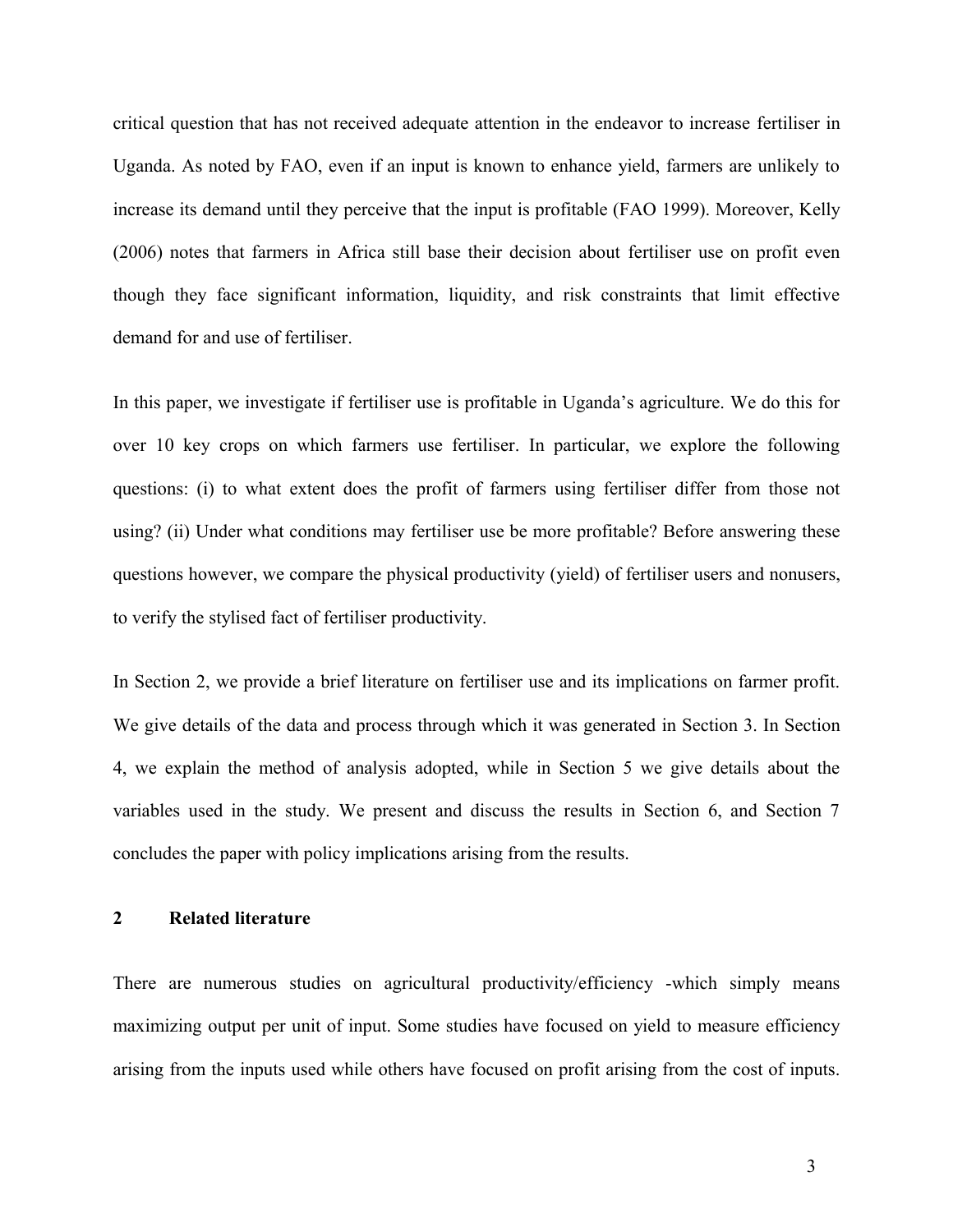critical question that has not received adequate attention in the endeavor to increase fertiliser in Uganda. As noted by FAO, even if an input is known to enhance yield, farmers are unlikely to increase its demand until they perceive that the input is profitable (FAO 1999). Moreover, Kelly (2006) notes that farmers in Africa still base their decision about fertiliser use on profit even though they face significant information, liquidity, and risk constraints that limit effective demand for and use of fertiliser.

In this paper, we investigate if fertiliser use is profitable in Uganda's agriculture. We do this for over 10 key crops on which farmers use fertiliser. In particular, we explore the following questions: (i) to what extent does the profit of farmers using fertiliser differ from those not using? (ii) Under what conditions may fertiliser use be more profitable? Before answering these questions however, we compare the physical productivity (yield) of fertiliser users and nonusers, to verify the stylised fact of fertiliser productivity.

In Section 2, we provide a brief literature on fertiliser use and its implications on farmer profit. We give details of the data and process through which it was generated in Section 3. In Section 4, we explain the method of analysis adopted, while in Section 5 we give details about the variables used in the study. We present and discuss the results in Section 6, and Section 7 concludes the paper with policy implications arising from the results.

## 2 Related literature

There are numerous studies on agricultural productivity/efficiency -which simply means maximizing output per unit of input. Some studies have focused on yield to measure efficiency arising from the inputs used while others have focused on profit arising from the cost of inputs.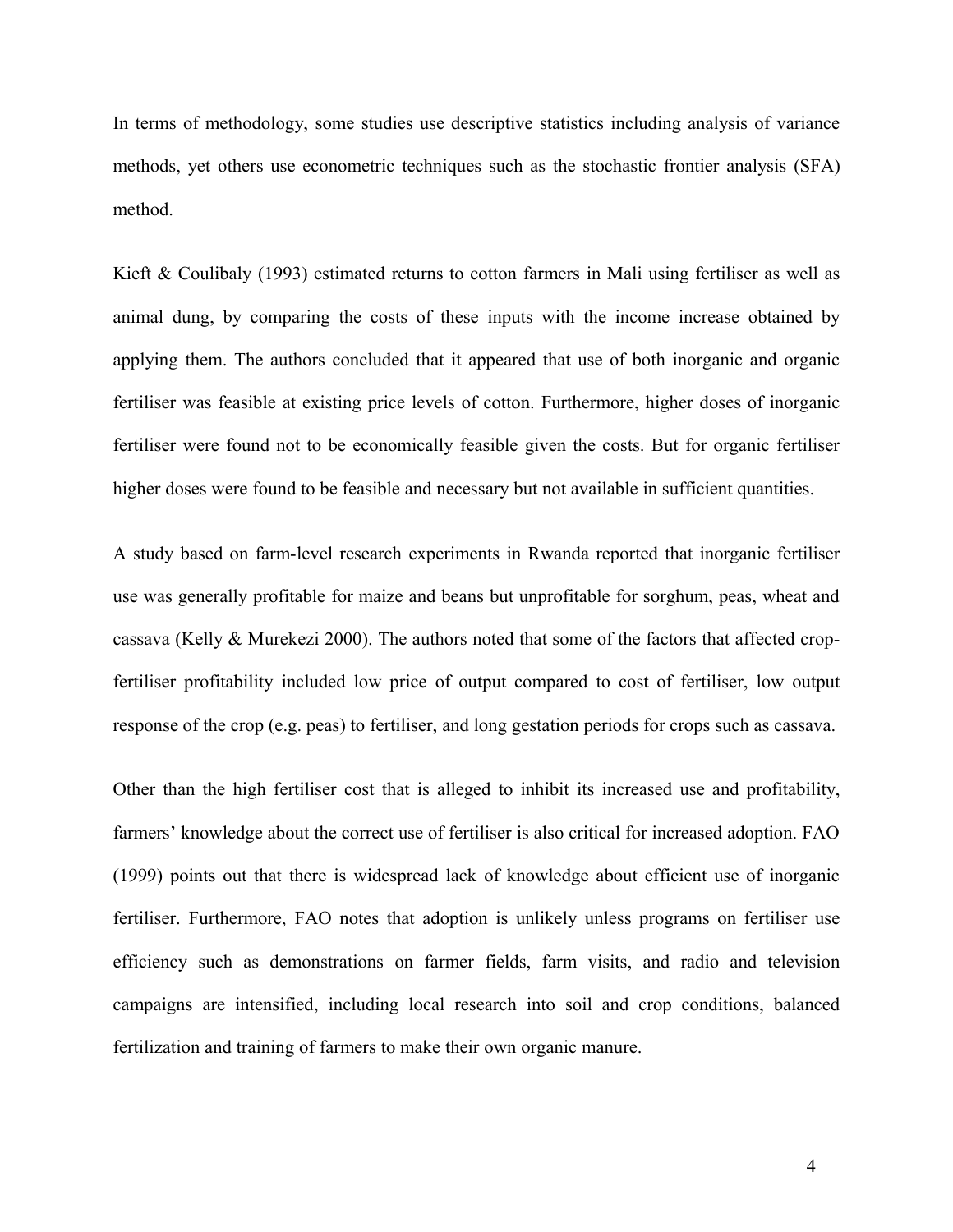In terms of methodology, some studies use descriptive statistics including analysis of variance methods, yet others use econometric techniques such as the stochastic frontier analysis (SFA) method.

Kieft & Coulibaly (1993) estimated returns to cotton farmers in Mali using fertiliser as well as animal dung, by comparing the costs of these inputs with the income increase obtained by applying them. The authors concluded that it appeared that use of both inorganic and organic fertiliser was feasible at existing price levels of cotton. Furthermore, higher doses of inorganic fertiliser were found not to be economically feasible given the costs. But for organic fertiliser higher doses were found to be feasible and necessary but not available in sufficient quantities.

A study based on farm-level research experiments in Rwanda reported that inorganic fertiliser use was generally profitable for maize and beans but unprofitable for sorghum, peas, wheat and cassava (Kelly & Murekezi 2000). The authors noted that some of the factors that affected crop-fertiliser profitability included low price of output compared to cost of fertiliser, low output response of the crop (e.g. peas) to fertiliser, and long gestation periods for crops such as cassava.

Other than the high fertiliser cost that is alleged to inhibit its increased use and profitability, farmers' knowledge about the correct use of fertiliser is also critical for increased adoption. FAO (1999) points out that there is widespread lack of knowledge about efficient use of inorganic fertiliser. Furthermore, FAO notes that adoption is unlikely unless programs on fertiliser use efficiency such as demonstrations on farmer fields, farm visits, and radio and television campaigns are intensified, including local research into soil and crop conditions, balanced fertilization and training of farmers to make their own organic manure.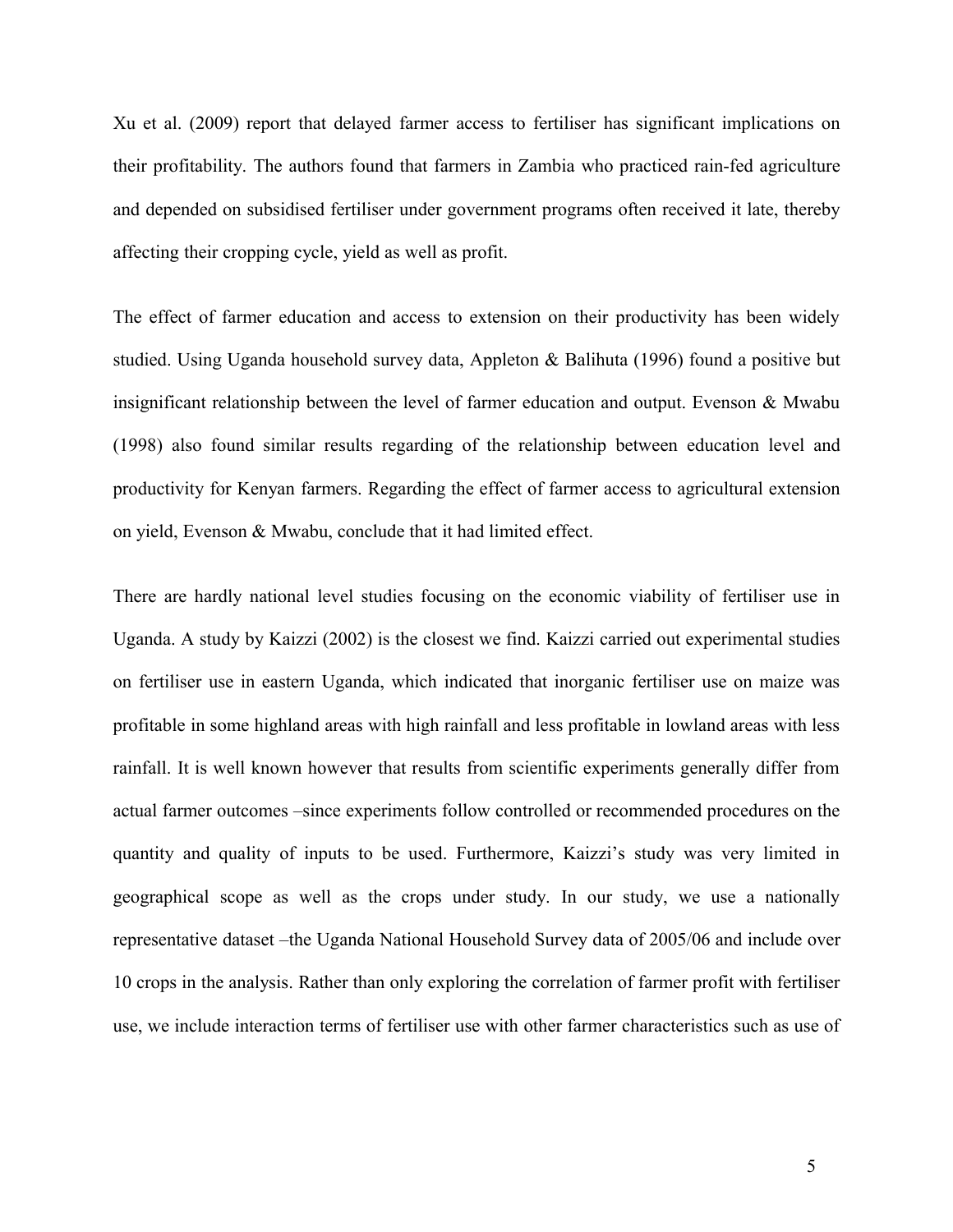Xu et al. (2009) report that delayed farmer access to fertiliser has significant implications on their profitability. The authors found that farmers in Zambia who practiced rain-fed agriculture and depended on subsidised fertiliser under government programs often received it late, thereby affecting their cropping cycle, yield as well as profit.

The effect of farmer education and access to extension on their productivity has been widely studied. Using Uganda household survey data, Appleton & Balihuta (1996) found a positive but insignificant relationship between the level of farmer education and output. Evenson & Mwabu (1998) also found similar results regarding of the relationship between education level and productivity for Kenyan farmers. Regarding the effect of farmer access to agricultural extension on yield, Evenson & Mwabu, conclude that it had limited effect.

There are hardly national level studies focusing on the economic viability of fertiliser use in Uganda. A study by Kaizzi (2002) is the closest we find. Kaizzi carried out experimental studies on fertiliser use in eastern Uganda, which indicated that inorganic fertiliser use on maize was profitable in some highland areas with high rainfall and less profitable in lowland areas with less rainfall. It is well known however that results from scientific experiments generally differ from actual farmer outcomes –since experiments follow controlled or recommended procedures on the quantity and quality of inputs to be used. Furthermore, Kaizzi's study was very limited in geographical scope as well as the crops under study. In our study, we use a nationally representative dataset –the Uganda National Household Survey data of 2005/06 and include over 10 crops in the analysis. Rather than only exploring the correlation of farmer profit with fertiliser use, we include interaction terms of fertiliser use with other farmer characteristics such as use of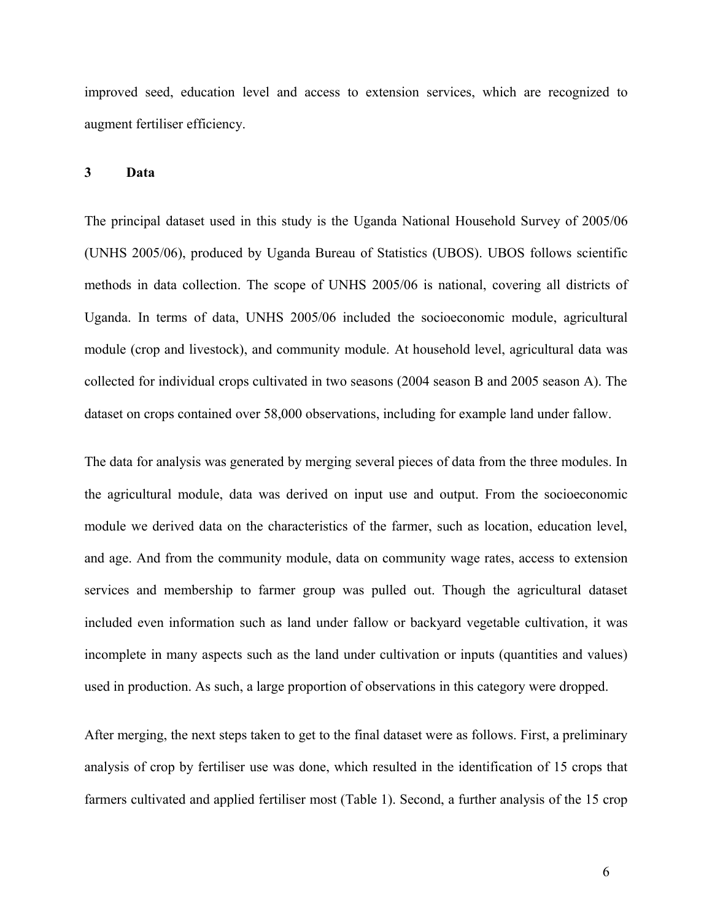improved seed, education level and access to extension services, which are recognized to augment fertiliser efficiency.

## 3 Data

The principal dataset used in this study is the Uganda National Household Survey of 2005/06 (UNHS 2005/06), produced by Uganda Bureau of Statistics (UBOS). UBOS follows scientific methods in data collection. The scope of UNHS 2005/06 is national, covering all districts of Uganda. In terms of data, UNHS 2005/06 included the socioeconomic module, agricultural module (crop and livestock), and community module. At household level, agricultural data was collected for individual crops cultivated in two seasons (2004 season B and 2005 season A). The dataset on crops contained over 58,000 observations, including for example land under fallow.

The data for analysis was generated by merging several pieces of data from the three modules. In the agricultural module, data was derived on input use and output. From the socioeconomic module we derived data on the characteristics of the farmer, such as location, education level, and age. And from the community module, data on community wage rates, access to extension services and membership to farmer group was pulled out. Though the agricultural dataset included even information such as land under fallow or backyard vegetable cultivation, it was incomplete in many aspects such as the land under cultivation or inputs (quantities and values) used in production. As such, a large proportion of observations in this category were dropped.

After merging, the next steps taken to get to the final dataset were as follows. First, a preliminary analysis of crop by fertiliser use was done, which resulted in the identification of 15 crops that farmers cultivated and applied fertiliser most (Table 1). Second, a further analysis of the 15 crop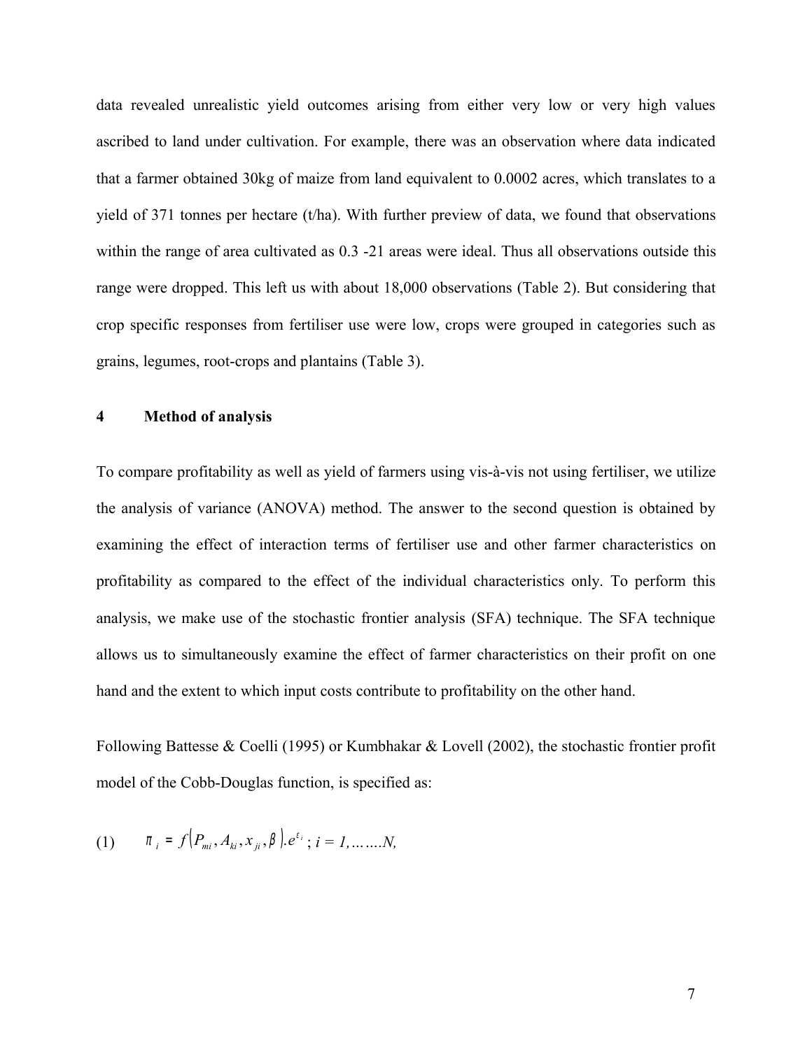data revealed unrealistic yield outcomes arising from either very low or very high values ascribed to land under cultivation. For example, there was an observation where data indicated that a farmer obtained 30kg of maize from land equivalent to 0.0002 acres, which translates to a yield of 371 tonnes per hectare (t/ha). With further preview of data, we found that observations within the range of area cultivated as 0.3 -21 areas were ideal. Thus all observations outside this range were dropped. This left us with about 18,000 observations (Table 2). But considering that crop specific responses from fertiliser use were low, crops were grouped in categories such as grains, legumes, root-crops and plantains (Table 3).

## 4 Method of analysis

To compare profitability as well as yield of farmers using vis-à-vis not using fertiliser, we utilize the analysis of variance (ANOVA) method. The answer to the second question is obtained by examining the effect of interaction terms of fertiliser use and other farmer characteristics on profitability as compared to the effect of the individual characteristics only. To perform this analysis, we make use of the stochastic frontier analysis (SFA) technique. The SFA technique allows us to simultaneously examine the effect of farmer characteristics on their profit on one hand and the extent to which input costs contribute to profitability on the other hand.

Following Battesse & Coelli (1995) or Kumbhakar & Lovell (2002), the stochastic frontier profit model of the Cobb-Douglas function, is specified as:

$$(1) \qquad \pi_i = f\left(P_{mi}, A_{ki}, x_{ji}, \beta\right).e^{\varepsilon_i}\ ;\ i = 1, \ldots\ldots N,$$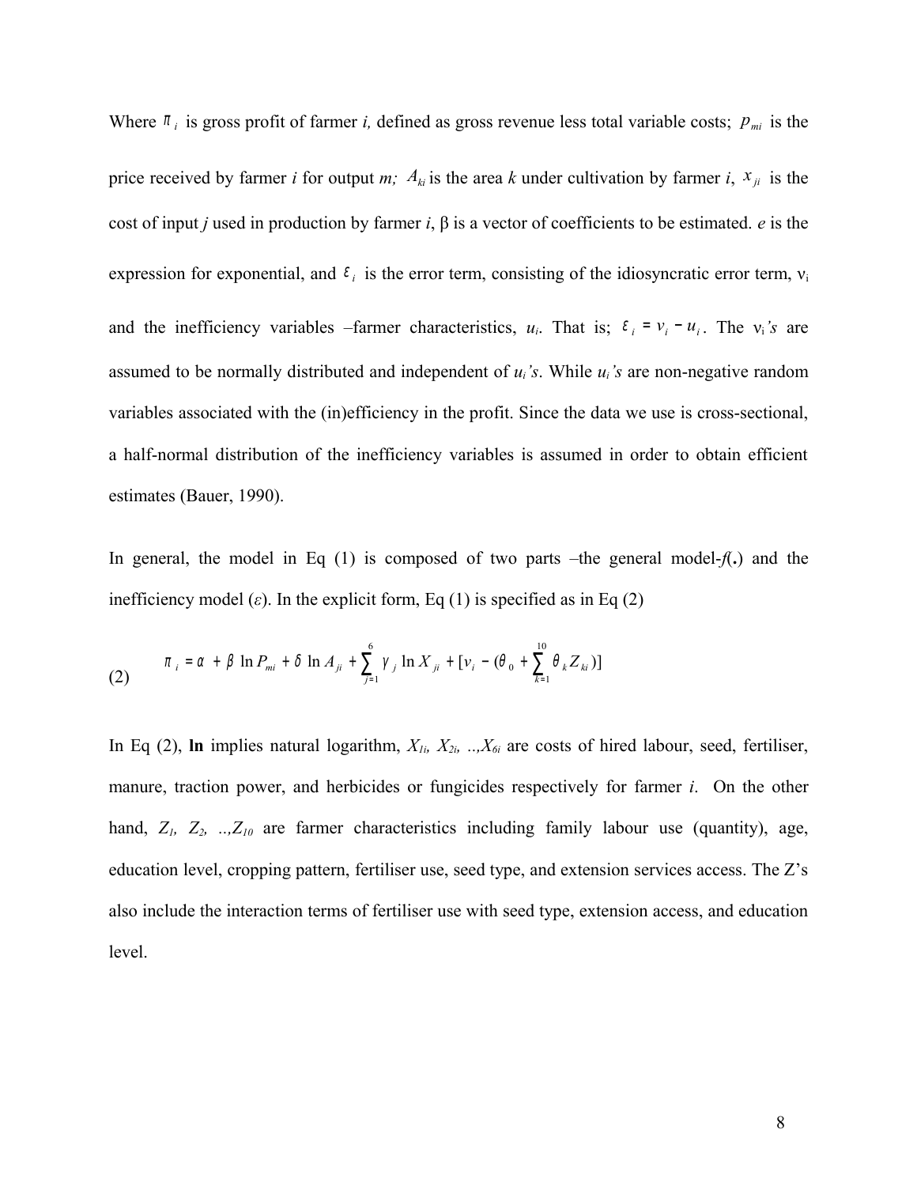Where $\pi_i$ is gross profit of farmer *i,* defined as gross revenue less total variable costs; $p_{mi}$ is the price received by farmer *i* for output *m;* $A_{ki}$ is the area *k* under cultivation by farmer *i*, $x_{ji}$ is the cost of input *j* used in production by farmer *i*, β is a vector of coefficients to be estimated. *e* is the expression for exponential, and $\varepsilon_i$ is the error term, consisting of the idiosyncratic error term, $\nu_i$ and the inefficiency variables –farmer characteristics, $u_i$. That is; $\varepsilon_i = v_i - u_i$. The $\nu_i$*'s* are assumed to be normally distributed and independent of $u_i$*'s*. While $u_i$*'s* are non-negative random variables associated with the (in)efficiency in the profit. Since the data we use is cross-sectional, a half-normal distribution of the inefficiency variables is assumed in order to obtain efficient estimates (Bauer, 1990).

In general, the model in Eq (1) is composed of two parts –the general model-*f*(**.**) and the inefficiency model ($\varepsilon$). In the explicit form, Eq (1) is specified as in Eq (2)

$$\pi_i = \alpha + \beta \ln P_{mi} + \delta \ln A_{ji} + \sum_{j=1}^{6} \gamma_j \ln X_{ji} + [v_i - (\theta_0 + \sum_{k=1}^{10} \theta_k Z_{ki})] \quad (2)$$

In Eq (2), **ln** implies natural logarithm, $X_{1i}, X_{2i}, ..,X_{6i}$ are costs of hired labour, seed, fertiliser, manure, traction power, and herbicides or fungicides respectively for farmer *i*. On the other hand, $Z_1, Z_2, ..,Z_{10}$ are farmer characteristics including family labour use (quantity), age, education level, cropping pattern, fertiliser use, seed type, and extension services access. The Z's also include the interaction terms of fertiliser use with seed type, extension access, and education level.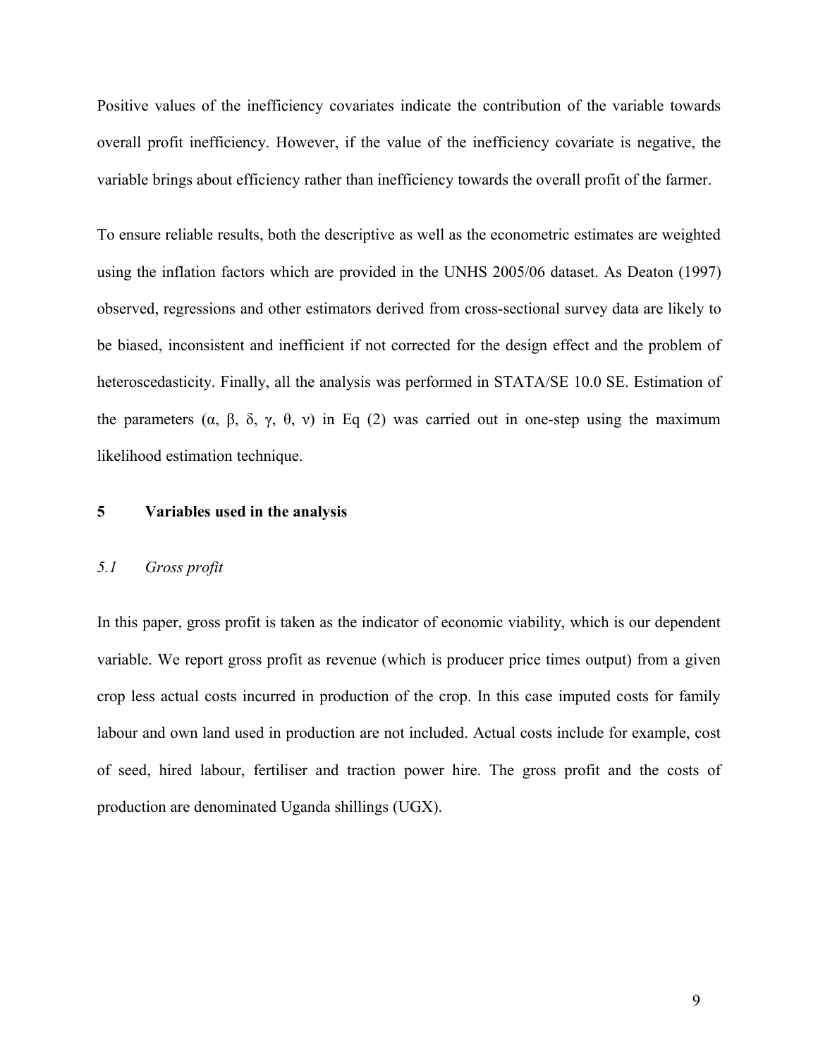Positive values of the inefficiency covariates indicate the contribution of the variable towards overall profit inefficiency. However, if the value of the inefficiency covariate is negative, the variable brings about efficiency rather than inefficiency towards the overall profit of the farmer.

To ensure reliable results, both the descriptive as well as the econometric estimates are weighted using the inflation factors which are provided in the UNHS 2005/06 dataset. As Deaton (1997) observed, regressions and other estimators derived from cross-sectional survey data are likely to be biased, inconsistent and inefficient if not corrected for the design effect and the problem of heteroscedasticity. Finally, all the analysis was performed in STATA/SE 10.0 SE. Estimation of the parameters ($\alpha$, $\beta$, $\delta$, $\gamma$, $\theta$, $\nu$) in Eq (2) was carried out in one-step using the maximum likelihood estimation technique.

## 5 Variables used in the analysis

### *5.1 Gross profit*

In this paper, gross profit is taken as the indicator of economic viability, which is our dependent variable. We report gross profit as revenue (which is producer price times output) from a given crop less actual costs incurred in production of the crop. In this case imputed costs for family labour and own land used in production are not included. Actual costs include for example, cost of seed, hired labour, fertiliser and traction power hire. The gross profit and the costs of production are denominated Uganda shillings (UGX).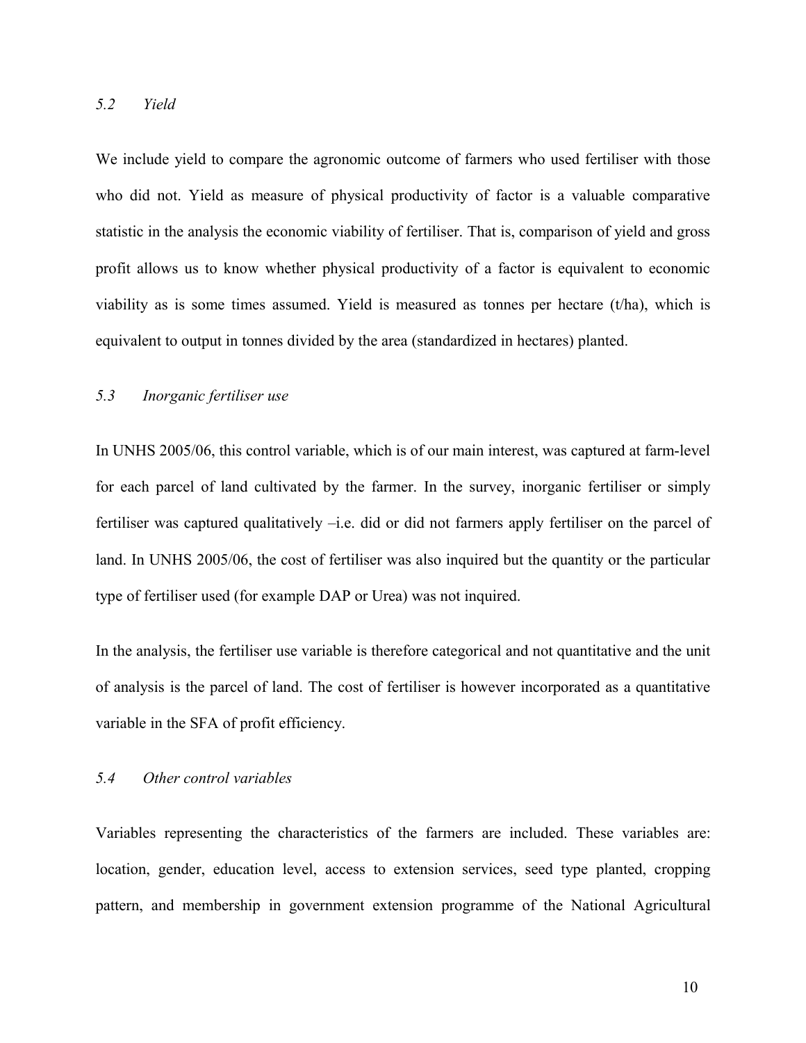### *5.2 Yield*

We include yield to compare the agronomic outcome of farmers who used fertiliser with those who did not. Yield as measure of physical productivity of factor is a valuable comparative statistic in the analysis the economic viability of fertiliser. That is, comparison of yield and gross profit allows us to know whether physical productivity of a factor is equivalent to economic viability as is some times assumed. Yield is measured as tonnes per hectare (t/ha), which is equivalent to output in tonnes divided by the area (standardized in hectares) planted.

### *5.3 Inorganic fertiliser use*

In UNHS 2005/06, this control variable, which is of our main interest, was captured at farm-level for each parcel of land cultivated by the farmer. In the survey, inorganic fertiliser or simply fertiliser was captured qualitatively –i.e. did or did not farmers apply fertiliser on the parcel of land. In UNHS 2005/06, the cost of fertiliser was also inquired but the quantity or the particular type of fertiliser used (for example DAP or Urea) was not inquired.

In the analysis, the fertiliser use variable is therefore categorical and not quantitative and the unit of analysis is the parcel of land. The cost of fertiliser is however incorporated as a quantitative variable in the SFA of profit efficiency.

### *5.4 Other control variables*

Variables representing the characteristics of the farmers are included. These variables are: location, gender, education level, access to extension services, seed type planted, cropping pattern, and membership in government extension programme of the National Agricultural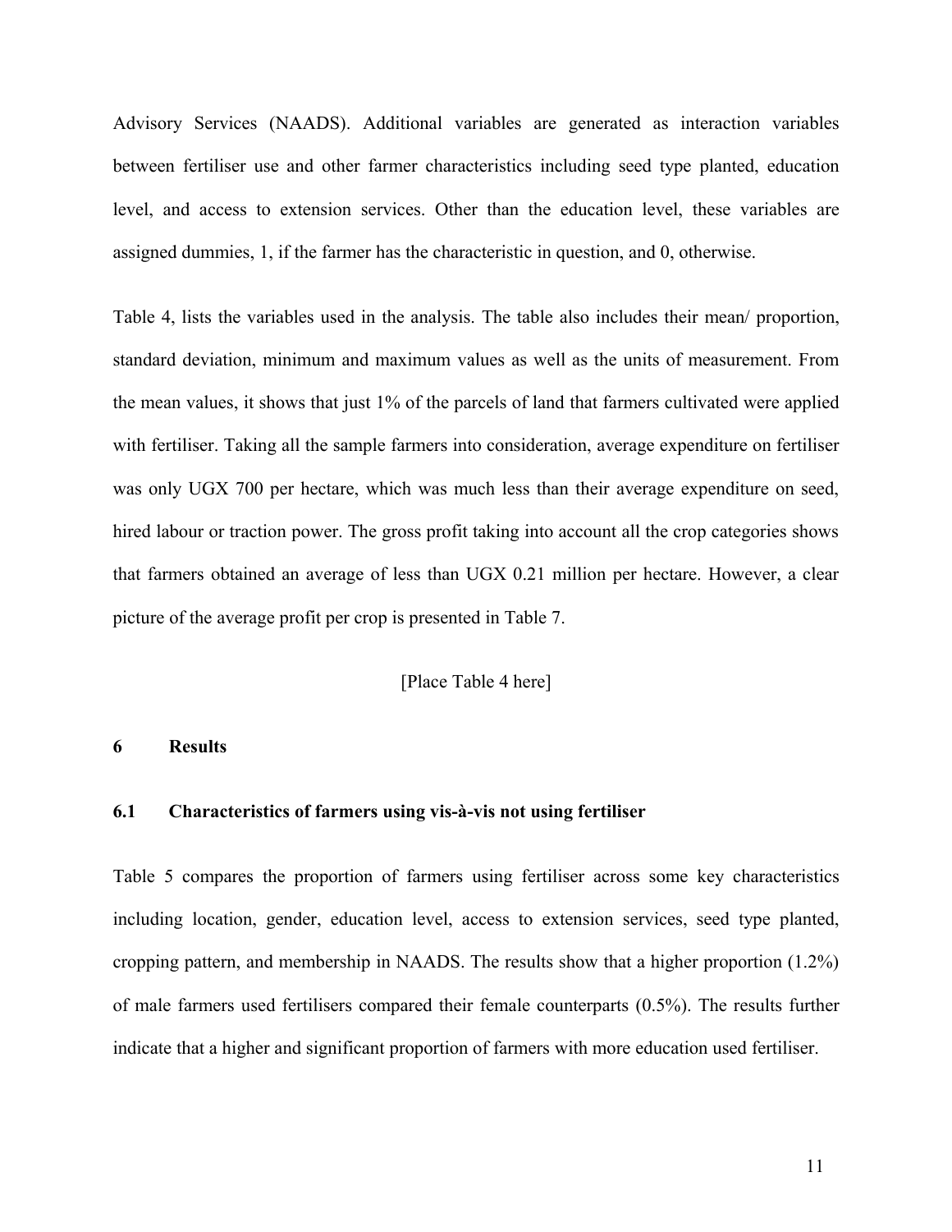Advisory Services (NAADS). Additional variables are generated as interaction variables between fertiliser use and other farmer characteristics including seed type planted, education level, and access to extension services. Other than the education level, these variables are assigned dummies, 1, if the farmer has the characteristic in question, and 0, otherwise.

Table 4, lists the variables used in the analysis. The table also includes their mean/ proportion, standard deviation, minimum and maximum values as well as the units of measurement. From the mean values, it shows that just 1% of the parcels of land that farmers cultivated were applied with fertiliser. Taking all the sample farmers into consideration, average expenditure on fertiliser was only UGX 700 per hectare, which was much less than their average expenditure on seed, hired labour or traction power. The gross profit taking into account all the crop categories shows that farmers obtained an average of less than UGX 0.21 million per hectare. However, a clear picture of the average profit per crop is presented in Table 7.

[Place Table 4 here]

## 6 Results

### 6.1 Characteristics of farmers using vis-à-vis not using fertiliser

Table 5 compares the proportion of farmers using fertiliser across some key characteristics including location, gender, education level, access to extension services, seed type planted, cropping pattern, and membership in NAADS. The results show that a higher proportion (1.2%) of male farmers used fertilisers compared their female counterparts (0.5%). The results further indicate that a higher and significant proportion of farmers with more education used fertiliser.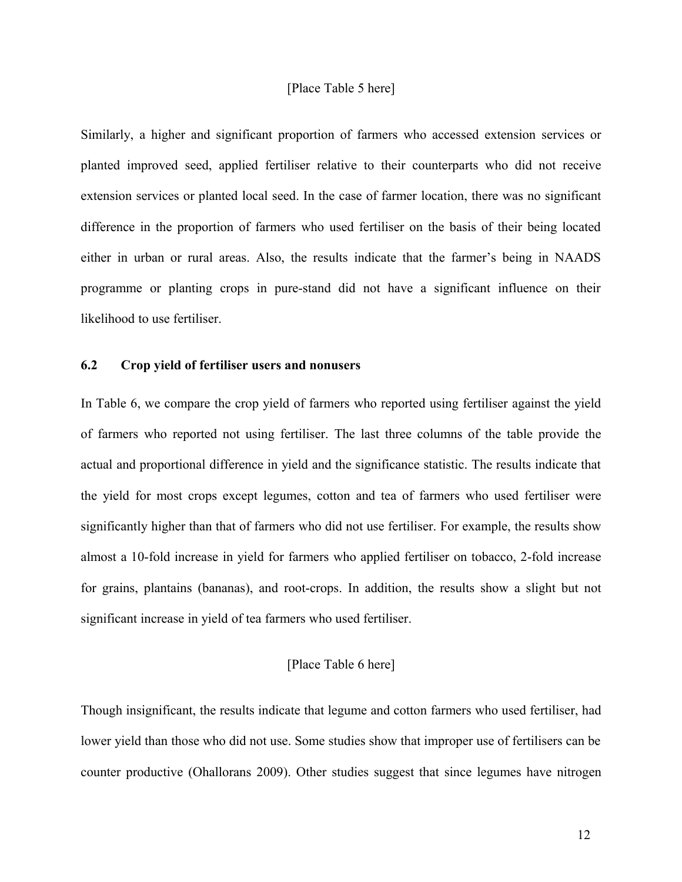[Place Table 5 here]

Similarly, a higher and significant proportion of farmers who accessed extension services or planted improved seed, applied fertiliser relative to their counterparts who did not receive extension services or planted local seed. In the case of farmer location, there was no significant difference in the proportion of farmers who used fertiliser on the basis of their being located either in urban or rural areas. Also, the results indicate that the farmer's being in NAADS programme or planting crops in pure-stand did not have a significant influence on their likelihood to use fertiliser.

## 6.2 Crop yield of fertiliser users and nonusers

In Table 6, we compare the crop yield of farmers who reported using fertiliser against the yield of farmers who reported not using fertiliser. The last three columns of the table provide the actual and proportional difference in yield and the significance statistic. The results indicate that the yield for most crops except legumes, cotton and tea of farmers who used fertiliser were significantly higher than that of farmers who did not use fertiliser. For example, the results show almost a 10-fold increase in yield for farmers who applied fertiliser on tobacco, 2-fold increase for grains, plantains (bananas), and root-crops. In addition, the results show a slight but not significant increase in yield of tea farmers who used fertiliser.

[Place Table 6 here]

Though insignificant, the results indicate that legume and cotton farmers who used fertiliser, had lower yield than those who did not use. Some studies show that improper use of fertilisers can be counter productive (Ohallorans 2009). Other studies suggest that since legumes have nitrogen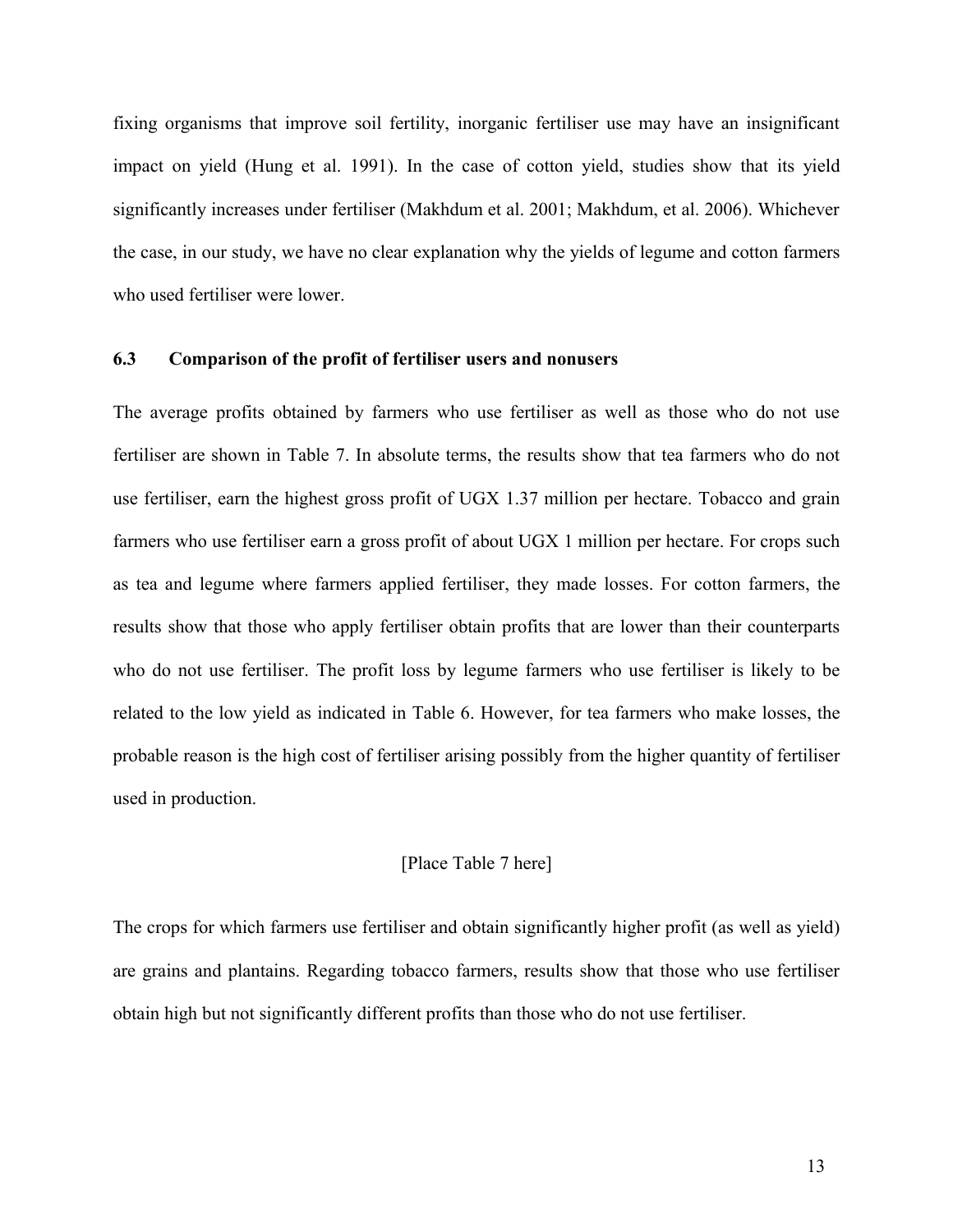fixing organisms that improve soil fertility, inorganic fertiliser use may have an insignificant impact on yield (Hung et al. 1991). In the case of cotton yield, studies show that its yield significantly increases under fertiliser (Makhdum et al. 2001; Makhdum, et al. 2006). Whichever the case, in our study, we have no clear explanation why the yields of legume and cotton farmers who used fertiliser were lower.

### 6.3 Comparison of the profit of fertiliser users and nonusers

The average profits obtained by farmers who use fertiliser as well as those who do not use fertiliser are shown in Table 7. In absolute terms, the results show that tea farmers who do not use fertiliser, earn the highest gross profit of UGX 1.37 million per hectare. Tobacco and grain farmers who use fertiliser earn a gross profit of about UGX 1 million per hectare. For crops such as tea and legume where farmers applied fertiliser, they made losses. For cotton farmers, the results show that those who apply fertiliser obtain profits that are lower than their counterparts who do not use fertiliser. The profit loss by legume farmers who use fertiliser is likely to be related to the low yield as indicated in Table 6. However, for tea farmers who make losses, the probable reason is the high cost of fertiliser arising possibly from the higher quantity of fertiliser used in production.

[Place Table 7 here]

The crops for which farmers use fertiliser and obtain significantly higher profit (as well as yield) are grains and plantains. Regarding tobacco farmers, results show that those who use fertiliser obtain high but not significantly different profits than those who do not use fertiliser.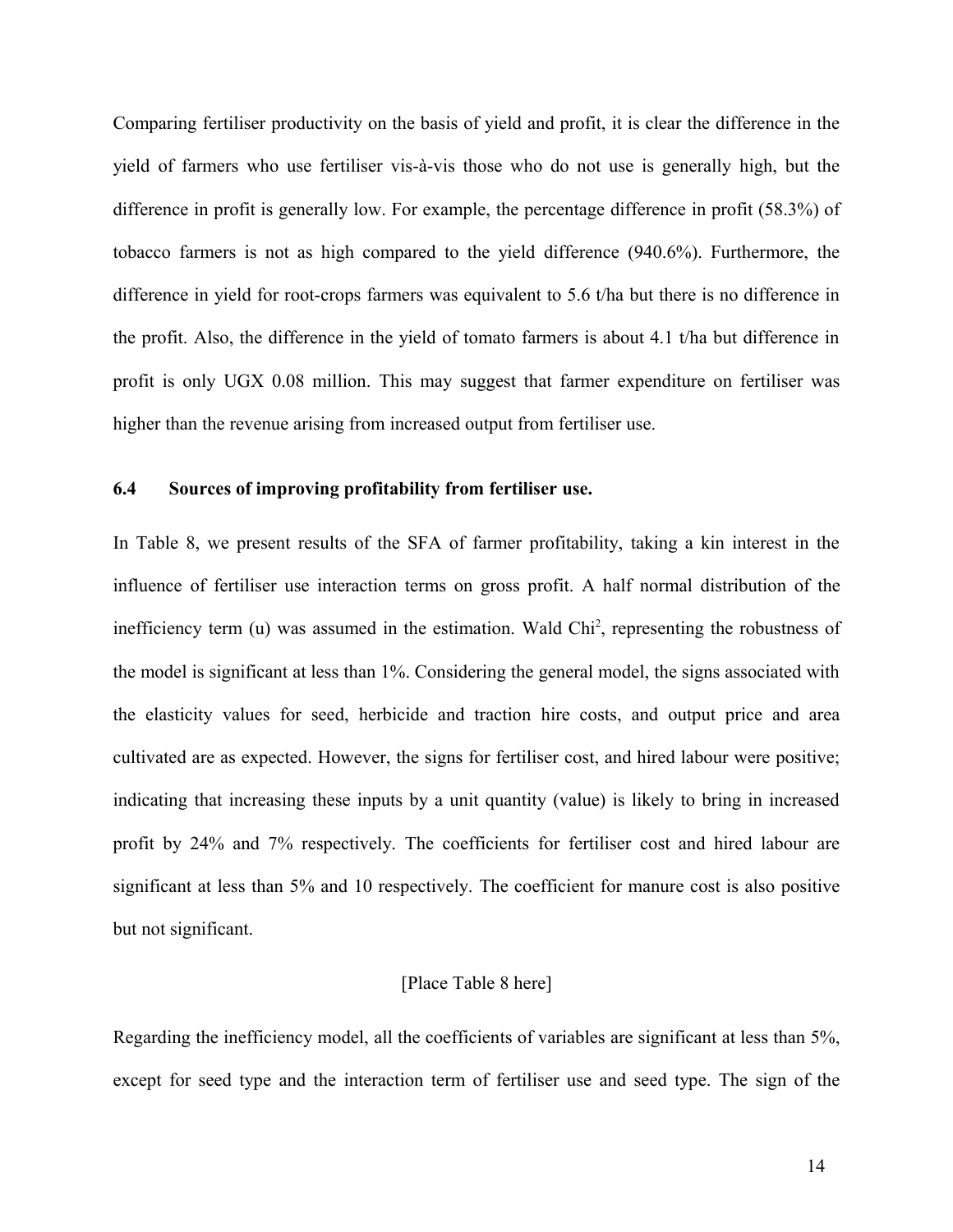Comparing fertiliser productivity on the basis of yield and profit, it is clear the difference in the yield of farmers who use fertiliser vis-à-vis those who do not use is generally high, but the difference in profit is generally low. For example, the percentage difference in profit (58.3%) of tobacco farmers is not as high compared to the yield difference (940.6%). Furthermore, the difference in yield for root-crops farmers was equivalent to 5.6 t/ha but there is no difference in the profit. Also, the difference in the yield of tomato farmers is about 4.1 t/ha but difference in profit is only UGX 0.08 million. This may suggest that farmer expenditure on fertiliser was higher than the revenue arising from increased output from fertiliser use.

### 6.4 Sources of improving profitability from fertiliser use.

In Table 8, we present results of the SFA of farmer profitability, taking a kin interest in the influence of fertiliser use interaction terms on gross profit. A half normal distribution of the inefficiency term (u) was assumed in the estimation. Wald $Chi^2$, representing the robustness of the model is significant at less than 1%. Considering the general model, the signs associated with the elasticity values for seed, herbicide and traction hire costs, and output price and area cultivated are as expected. However, the signs for fertiliser cost, and hired labour were positive; indicating that increasing these inputs by a unit quantity (value) is likely to bring in increased profit by 24% and 7% respectively. The coefficients for fertiliser cost and hired labour are significant at less than 5% and 10 respectively. The coefficient for manure cost is also positive but not significant.

[Place Table 8 here]

Regarding the inefficiency model, all the coefficients of variables are significant at less than 5%, except for seed type and the interaction term of fertiliser use and seed type. The sign of the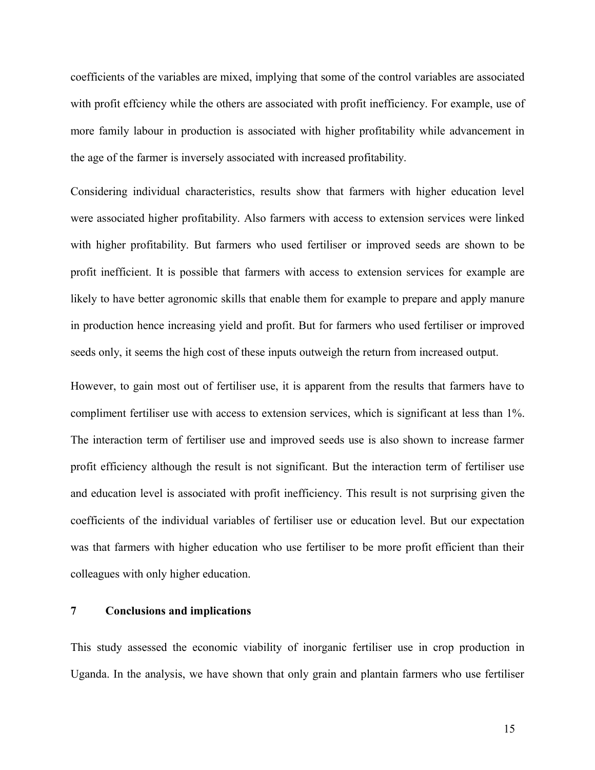coefficients of the variables are mixed, implying that some of the control variables are associated with profit effciency while the others are associated with profit inefficiency. For example, use of more family labour in production is associated with higher profitability while advancement in the age of the farmer is inversely associated with increased profitability.

Considering individual characteristics, results show that farmers with higher education level were associated higher profitability. Also farmers with access to extension services were linked with higher profitability. But farmers who used fertiliser or improved seeds are shown to be profit inefficient. It is possible that farmers with access to extension services for example are likely to have better agronomic skills that enable them for example to prepare and apply manure in production hence increasing yield and profit. But for farmers who used fertiliser or improved seeds only, it seems the high cost of these inputs outweigh the return from increased output.

However, to gain most out of fertiliser use, it is apparent from the results that farmers have to compliment fertiliser use with access to extension services, which is significant at less than 1%. The interaction term of fertiliser use and improved seeds use is also shown to increase farmer profit efficiency although the result is not significant. But the interaction term of fertiliser use and education level is associated with profit inefficiency. This result is not surprising given the coefficients of the individual variables of fertiliser use or education level. But our expectation was that farmers with higher education who use fertiliser to be more profit efficient than their colleagues with only higher education.

## 7 Conclusions and implications

This study assessed the economic viability of inorganic fertiliser use in crop production in Uganda. In the analysis, we have shown that only grain and plantain farmers who use fertiliser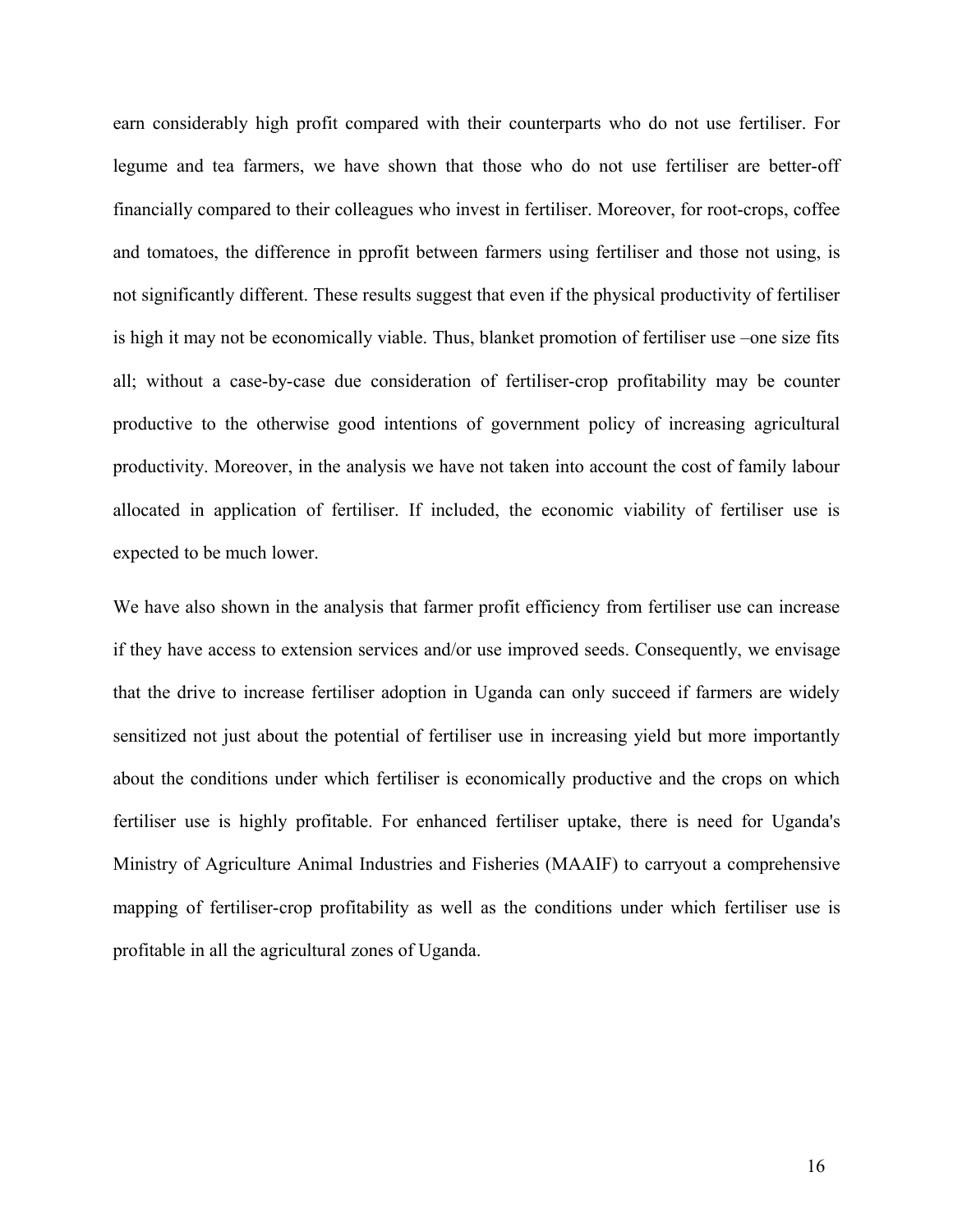earn considerably high profit compared with their counterparts who do not use fertiliser. For legume and tea farmers, we have shown that those who do not use fertiliser are better-off financially compared to their colleagues who invest in fertiliser. Moreover, for root-crops, coffee and tomatoes, the difference in pprofit between farmers using fertiliser and those not using, is not significantly different. These results suggest that even if the physical productivity of fertiliser is high it may not be economically viable. Thus, blanket promotion of fertiliser use –one size fits all; without a case-by-case due consideration of fertiliser-crop profitability may be counter productive to the otherwise good intentions of government policy of increasing agricultural productivity. Moreover, in the analysis we have not taken into account the cost of family labour allocated in application of fertiliser. If included, the economic viability of fertiliser use is expected to be much lower.

We have also shown in the analysis that farmer profit efficiency from fertiliser use can increase if they have access to extension services and/or use improved seeds. Consequently, we envisage that the drive to increase fertiliser adoption in Uganda can only succeed if farmers are widely sensitized not just about the potential of fertiliser use in increasing yield but more importantly about the conditions under which fertiliser is economically productive and the crops on which fertiliser use is highly profitable. For enhanced fertiliser uptake, there is need for Uganda's Ministry of Agriculture Animal Industries and Fisheries (MAAIF) to carryout a comprehensive mapping of fertiliser-crop profitability as well as the conditions under which fertiliser use is profitable in all the agricultural zones of Uganda.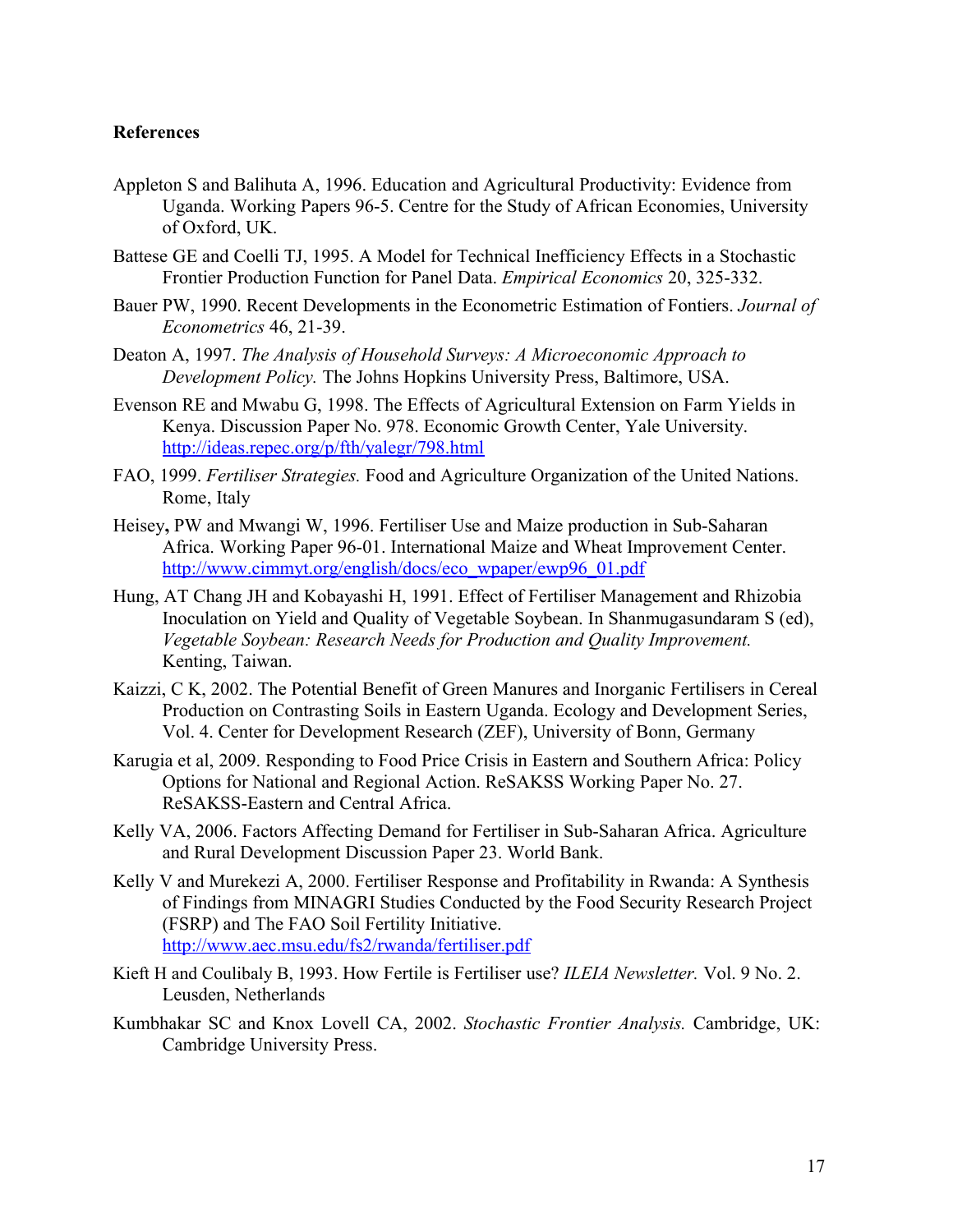**References**

Appleton S and Balihuta A, 1996. Education and Agricultural Productivity: Evidence from Uganda. Working Papers 96-5. Centre for the Study of African Economies, University of Oxford, UK.

Battese GE and Coelli TJ, 1995. A Model for Technical Inefficiency Effects in a Stochastic Frontier Production Function for Panel Data. *Empirical Economics* 20, 325-332.

Bauer PW, 1990. Recent Developments in the Econometric Estimation of Fontiers. *Journal of Econometrics* 46, 21-39.

Deaton A, 1997. *The Analysis of Household Surveys: A Microeconomic Approach to Development Policy.* The Johns Hopkins University Press, Baltimore, USA.

Evenson RE and Mwabu G, 1998. The Effects of Agricultural Extension on Farm Yields in Kenya. Discussion Paper No. 978. Economic Growth Center, Yale University. http://ideas.repec.org/p/fth/yalegr/798.html

FAO, 1999. *Fertiliser Strategies.* Food and Agriculture Organization of the United Nations. Rome, Italy

Heisey**,** PW and Mwangi W, 1996. Fertiliser Use and Maize production in Sub-Saharan Africa. Working Paper 96-01. International Maize and Wheat Improvement Center. http://www.cimmyt.org/english/docs/eco_wpaper/ewp96_01.pdf

Hung, AT Chang JH and Kobayashi H, 1991. Effect of Fertiliser Management and Rhizobia Inoculation on Yield and Quality of Vegetable Soybean. In Shanmugasundaram S (ed), *Vegetable Soybean: Research Needs for Production and Quality Improvement.* Kenting, Taiwan.

Kaizzi, C K, 2002. The Potential Benefit of Green Manures and Inorganic Fertilisers in Cereal Production on Contrasting Soils in Eastern Uganda. Ecology and Development Series, Vol. 4. Center for Development Research (ZEF), University of Bonn, Germany

Karugia et al, 2009. Responding to Food Price Crisis in Eastern and Southern Africa: Policy Options for National and Regional Action. ReSAKSS Working Paper No. 27. ReSAKSS-Eastern and Central Africa.

Kelly VA, 2006. Factors Affecting Demand for Fertiliser in Sub-Saharan Africa. Agriculture and Rural Development Discussion Paper 23. World Bank.

Kelly V and Murekezi A, 2000. Fertiliser Response and Profitability in Rwanda: A Synthesis of Findings from MINAGRI Studies Conducted by the Food Security Research Project (FSRP) and The FAO Soil Fertility Initiative. http://www.aec.msu.edu/fs2/rwanda/fertiliser.pdf

Kieft H and Coulibaly B, 1993. How Fertile is Fertiliser use? *ILEIA Newsletter.* Vol. 9 No. 2. Leusden, Netherlands

Kumbhakar SC and Knox Lovell CA, 2002. *Stochastic Frontier Analysis.* Cambridge, UK: Cambridge University Press.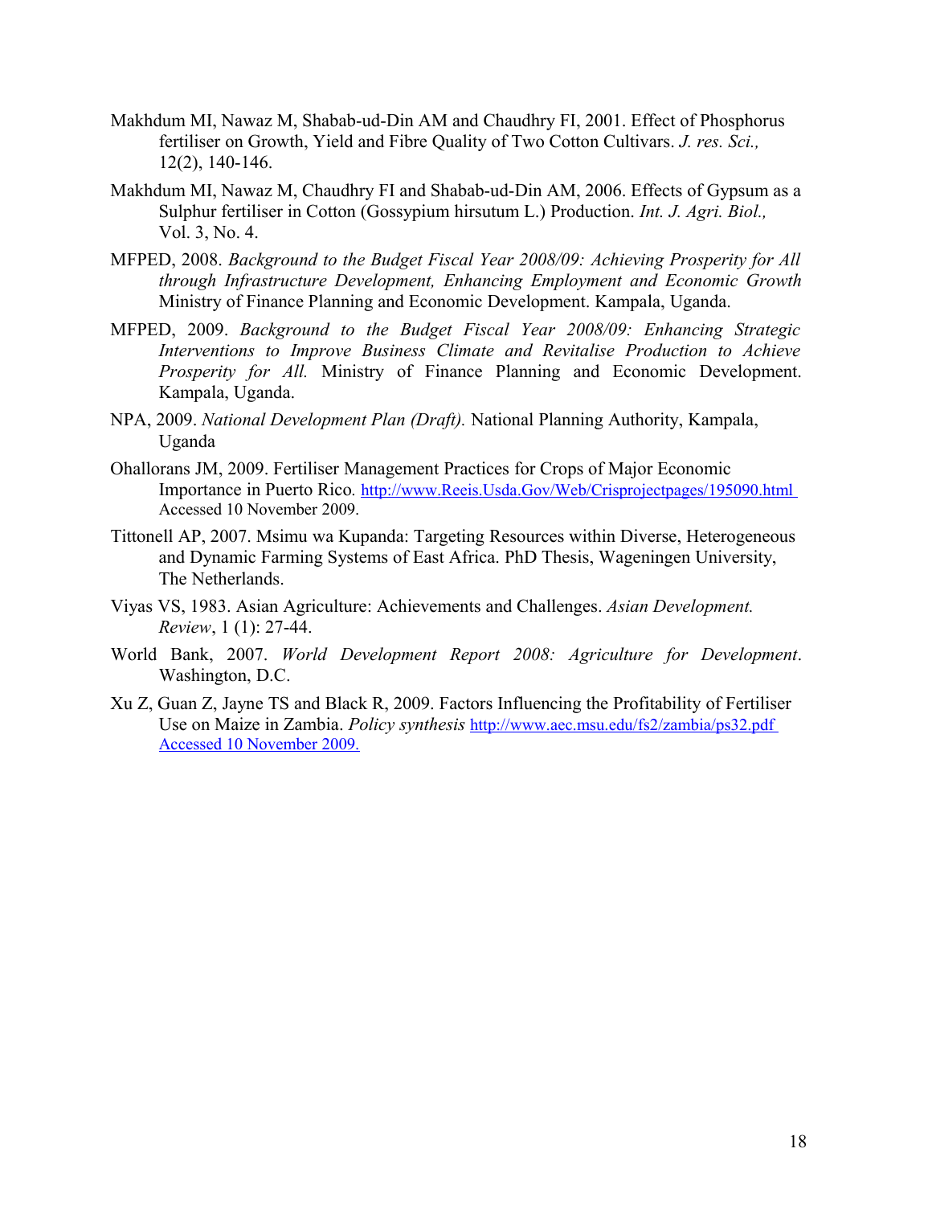Makhdum MI, Nawaz M, Shabab-ud-Din AM and Chaudhry FI, 2001. Effect of Phosphorus fertiliser on Growth, Yield and Fibre Quality of Two Cotton Cultivars. *J. res. Sci.,* 12(2), 140-146.

Makhdum MI, Nawaz M, Chaudhry FI and Shabab-ud-Din AM, 2006. Effects of Gypsum as a Sulphur fertiliser in Cotton (Gossypium hirsutum L.) Production. *Int. J. Agri. Biol.,* Vol. 3, No. 4.

MFPED, 2008. *Background to the Budget Fiscal Year 2008/09: Achieving Prosperity for All through Infrastructure Development, Enhancing Employment and Economic Growth* Ministry of Finance Planning and Economic Development. Kampala, Uganda.

MFPED, 2009. *Background to the Budget Fiscal Year 2008/09: Enhancing Strategic Interventions to Improve Business Climate and Revitalise Production to Achieve Prosperity for All.* Ministry of Finance Planning and Economic Development. Kampala, Uganda.

NPA, 2009. *National Development Plan (Draft).* National Planning Authority, Kampala, Uganda

Ohallorans JM, 2009. Fertiliser Management Practices for Crops of Major Economic Importance in Puerto Rico*.* http://www.Reeis.Usda.Gov/Web/Crisprojectpages/195090.html Accessed 10 November 2009.

Tittonell AP, 2007. Msimu wa Kupanda: Targeting Resources within Diverse, Heterogeneous and Dynamic Farming Systems of East Africa. PhD Thesis, Wageningen University, The Netherlands.

Viyas VS, 1983. Asian Agriculture: Achievements and Challenges. *Asian Development. Review*, 1 (1): 27-44.

World Bank, 2007. *World Development Report 2008: Agriculture for Development*. Washington, D.C.

Xu Z, Guan Z, Jayne TS and Black R, 2009. Factors Influencing the Profitability of Fertiliser Use on Maize in Zambia. *Policy synthesis* http://www.aec.msu.edu/fs2/zambia/ps32.pdf Accessed 10 November 2009.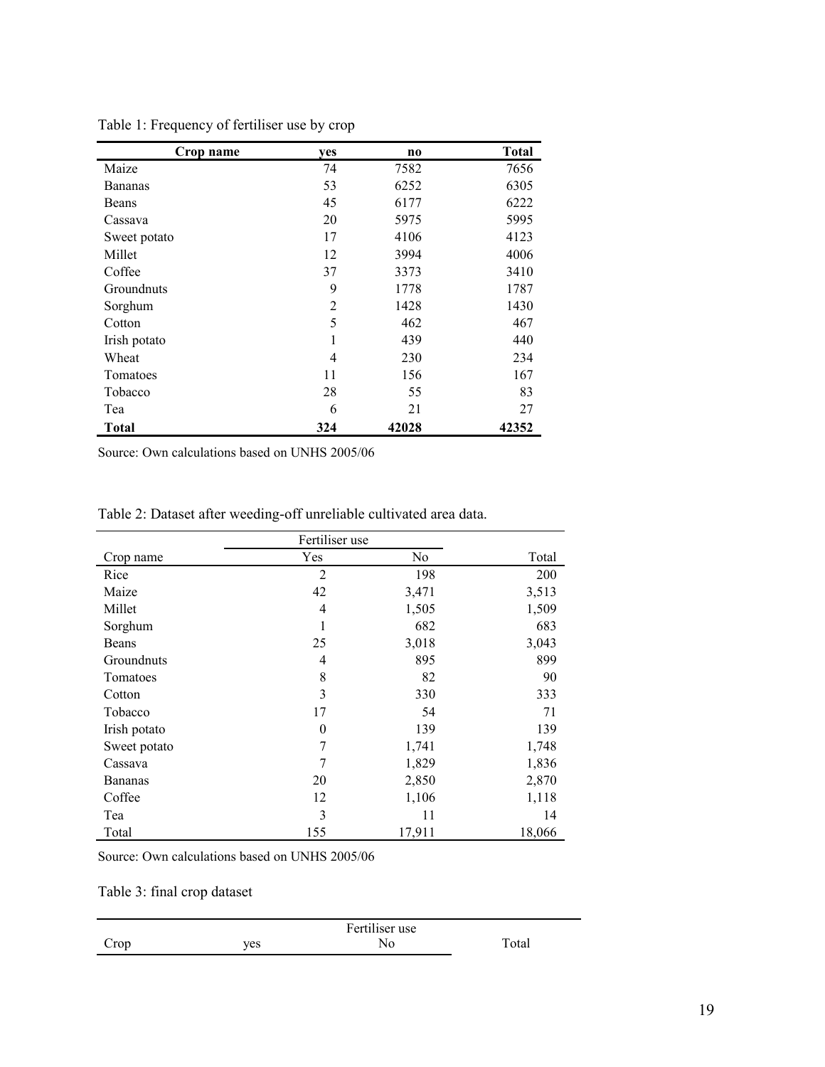Table 1: Frequency of fertiliser use by crop

| Crop name | yes | no | Total |
|---|---|---|---|
| Maize | 74 | 7582 | 7656 |
| Bananas | 53 | 6252 | 6305 |
| Beans | 45 | 6177 | 6222 |
| Cassava | 20 | 5975 | 5995 |
| Sweet potato | 17 | 4106 | 4123 |
| Millet | 12 | 3994 | 4006 |
| Coffee | 37 | 3373 | 3410 |
| Groundnuts | 9 | 1778 | 1787 |
| Sorghum | 2 | 1428 | 1430 |
| Cotton | 5 | 462 | 467 |
| Irish potato | 1 | 439 | 440 |
| Wheat | 4 | 230 | 234 |
| Tomatoes | 11 | 156 | 167 |
| Tobacco | 28 | 55 | 83 |
| Tea | 6 | 21 | 27 |
| **Total** | **324** | **42028** | **42352** |

Source: Own calculations based on UNHS 2005/06

Table 2: Dataset after weeding-off unreliable cultivated area data.

| | Fertiliser use | | |
|---|---|---|---|
| Crop name | Yes | No | Total |
| Rice | 2 | 198 | 200 |
| Maize | 42 | 3,471 | 3,513 |
| Millet | 4 | 1,505 | 1,509 |
| Sorghum | 1 | 682 | 683 |
| Beans | 25 | 3,018 | 3,043 |
| Groundnuts | 4 | 895 | 899 |
| Tomatoes | 8 | 82 | 90 |
| Cotton | 3 | 330 | 333 |
| Tobacco | 17 | 54 | 71 |
| Irish potato | 0 | 139 | 139 |
| Sweet potato | 7 | 1,741 | 1,748 |
| Cassava | 7 | 1,829 | 1,836 |
| Bananas | 20 | 2,850 | 2,870 |
| Coffee | 12 | 1,106 | 1,118 |
| Tea | 3 | 11 | 14 |
| Total | 155 | 17,911 | 18,066 |

Source: Own calculations based on UNHS 2005/06

Table 3: final crop dataset

| | Fertiliser use | | |
|---|---|---|---|
| Crop | yes | No | Total |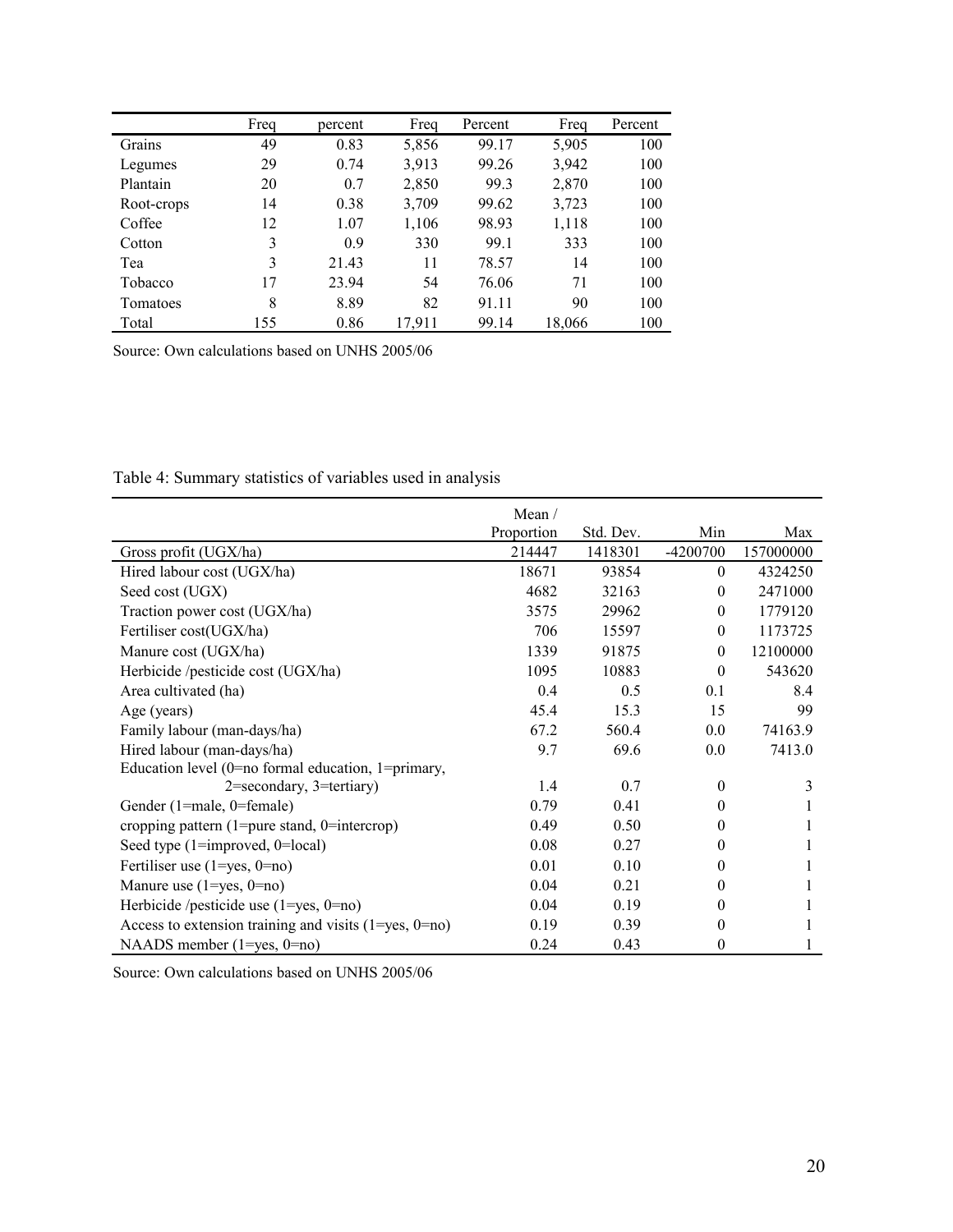| | Freq | percent | Freq | Percent | Freq | Percent |
|---|---|---|---|---|---|---|
| Grains | 49 | 0.83 | 5,856 | 99.17 | 5,905 | 100 |
| Legumes | 29 | 0.74 | 3,913 | 99.26 | 3,942 | 100 |
| Plantain | 20 | 0.7 | 2,850 | 99.3 | 2,870 | 100 |
| Root-crops | 14 | 0.38 | 3,709 | 99.62 | 3,723 | 100 |
| Coffee | 12 | 1.07 | 1,106 | 98.93 | 1,118 | 100 |
| Cotton | 3 | 0.9 | 330 | 99.1 | 333 | 100 |
| Tea | 3 | 21.43 | 11 | 78.57 | 14 | 100 |
| Tobacco | 17 | 23.94 | 54 | 76.06 | 71 | 100 |
| Tomatoes | 8 | 8.89 | 82 | 91.11 | 90 | 100 |
| Total | 155 | 0.86 | 17,911 | 99.14 | 18,066 | 100 |

Source: Own calculations based on UNHS 2005/06

Table 4: Summary statistics of variables used in analysis

| | Mean / Proportion | Std. Dev. | Min | Max |
|---|---|---|---|---|
| Gross profit (UGX/ha) | 214447 | 1418301 | -4200700 | 157000000 |
| Hired labour cost (UGX/ha) | 18671 | 93854 | 0 | 4324250 |
| Seed cost (UGX) | 4682 | 32163 | 0 | 2471000 |
| Traction power cost (UGX/ha) | 3575 | 29962 | 0 | 1779120 |
| Fertiliser cost(UGX/ha) | 706 | 15597 | 0 | 1173725 |
| Manure cost (UGX/ha) | 1339 | 91875 | 0 | 12100000 |
| Herbicide /pesticide cost (UGX/ha) | 1095 | 10883 | 0 | 543620 |
| Area cultivated (ha) | 0.4 | 0.5 | 0.1 | 8.4 |
| Age (years) | 45.4 | 15.3 | 15 | 99 |
| Family labour (man-days/ha) | 67.2 | 560.4 | 0.0 | 74163.9 |
| Hired labour (man-days/ha) | 9.7 | 69.6 | 0.0 | 7413.0 |
| Education level (0=no formal education, 1=primary, 2=secondary, 3=tertiary) | 1.4 | 0.7 | 0 | 3 |
| Gender (1=male, 0=female) | 0.79 | 0.41 | 0 | 1 |
| cropping pattern (1=pure stand, 0=intercrop) | 0.49 | 0.50 | 0 | 1 |
| Seed type (1=improved, 0=local) | 0.08 | 0.27 | 0 | 1 |
| Fertiliser use (1=yes, 0=no) | 0.01 | 0.10 | 0 | 1 |
| Manure use (1=yes, 0=no) | 0.04 | 0.21 | 0 | 1 |
| Herbicide /pesticide use (1=yes, 0=no) | 0.04 | 0.19 | 0 | 1 |
| Access to extension training and visits (1=yes, 0=no) | 0.19 | 0.39 | 0 | 1 |
| NAADS member (1=yes, 0=no) | 0.24 | 0.43 | 0 | 1 |

Source: Own calculations based on UNHS 2005/06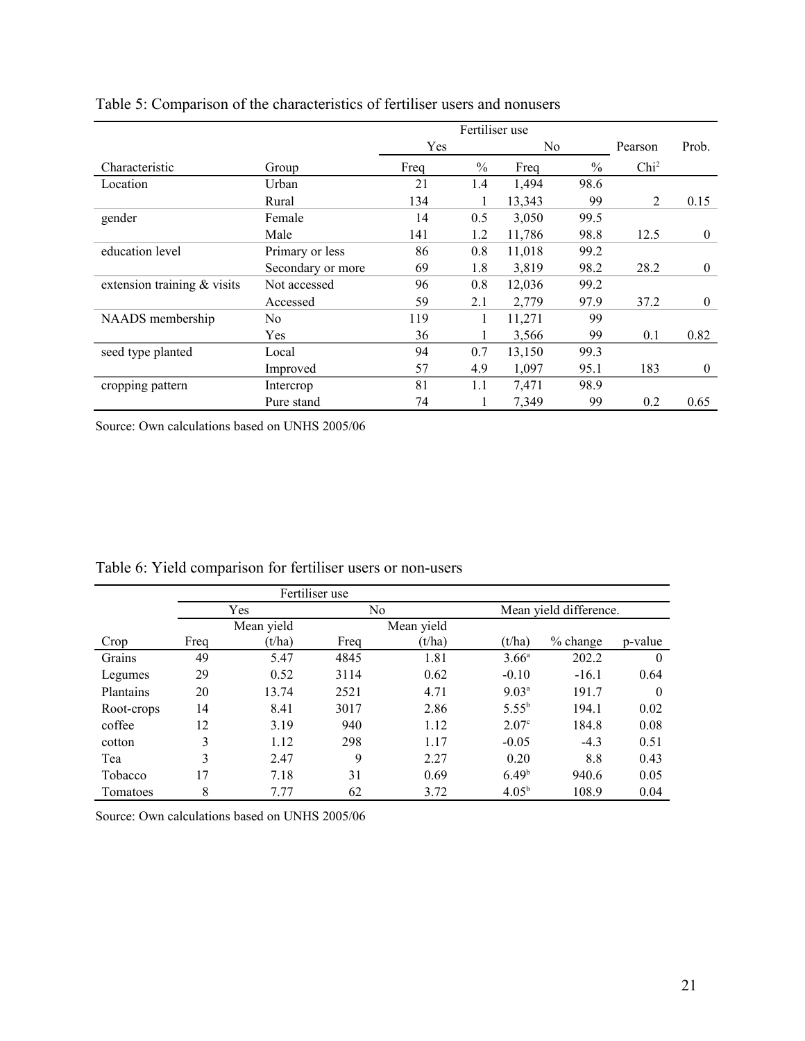Table 5: Comparison of the characteristics of fertiliser users and nonusers

| | | Fertiliser use | | | | | |
|---|---|---|---|---|---|---|---|
| | | Yes | | No | | Pearson | Prob. |
| Characteristic | Group | Freq | % | Freq | % | $Chi^2$ | |
| Location | Urban | 21 | 1.4 | 1,494 | 98.6 | | |
| | Rural | 134 | 1 | 13,343 | 99 | 2 | 0.15 |
| gender | Female | 14 | 0.5 | 3,050 | 99.5 | | |
| | Male | 141 | 1.2 | 11,786 | 98.8 | 12.5 | 0 |
| education level | Primary or less | 86 | 0.8 | 11,018 | 99.2 | | |
| | Secondary or more | 69 | 1.8 | 3,819 | 98.2 | 28.2 | 0 |
| extension training & visits | Not accessed | 96 | 0.8 | 12,036 | 99.2 | | |
| | Accessed | 59 | 2.1 | 2,779 | 97.9 | 37.2 | 0 |
| NAADS membership | No | 119 | 1 | 11,271 | 99 | | |
| | Yes | 36 | 1 | 3,566 | 99 | 0.1 | 0.82 |
| seed type planted | Local | 94 | 0.7 | 13,150 | 99.3 | | |
| | Improved | 57 | 4.9 | 1,097 | 95.1 | 183 | 0 |
| cropping pattern | Intercrop | 81 | 1.1 | 7,471 | 98.9 | | |
| | Pure stand | 74 | 1 | 7,349 | 99 | 0.2 | 0.65 |

Source: Own calculations based on UNHS 2005/06

Table 6: Yield comparison for fertiliser users or non-users

| | Fertiliser use | | | | | | |
|---|---|---|---|---|---|---|---|
| | Yes | | No | | Mean yield difference. | | |
| Crop | Freq | Mean yield (t/ha) | Freq | Mean yield (t/ha) | (t/ha) | % change | p-value |
| Grains | 49 | 5.47 | 4845 | 1.81 | 3.66[a] | 202.2 | 0 |
| Legumes | 29 | 0.52 | 3114 | 0.62 | -0.10 | -16.1 | 0.64 |
| Plantains | 20 | 13.74 | 2521 | 4.71 | 9.03[a] | 191.7 | 0 |
| Root-crops | 14 | 8.41 | 3017 | 2.86 | 5.55[b] | 194.1 | 0.02 |
| coffee | 12 | 3.19 | 940 | 1.12 | 2.07[c] | 184.8 | 0.08 |
| cotton | 3 | 1.12 | 298 | 1.17 | -0.05 | -4.3 | 0.51 |
| Tea | 3 | 2.47 | 9 | 2.27 | 0.20 | 8.8 | 0.43 |
| Tobacco | 17 | 7.18 | 31 | 0.69 | 6.49[b] | 940.6 | 0.05 |
| Tomatoes | 8 | 7.77 | 62 | 3.72 | 4.05[b] | 108.9 | 0.04 |

Source: Own calculations based on UNHS 2005/06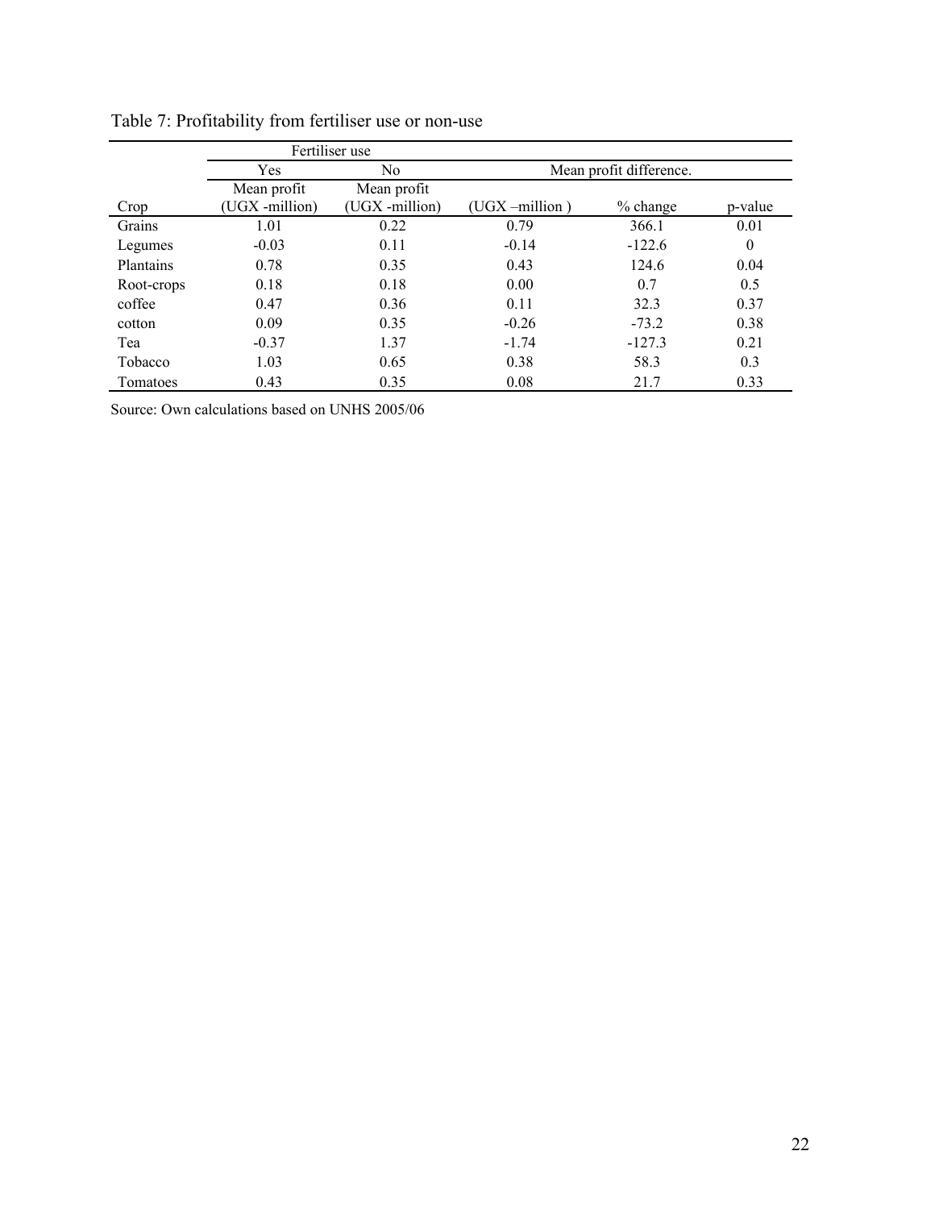Table 7: Profitability from fertiliser use or non-use

| | Fertiliser use | | | | |
|---|---|---|---|---|---|
| | Yes | No | Mean profit difference. | | |
| Crop | Mean profit (UGX -million) | Mean profit (UGX -million) | (UGX –million ) | % change | p-value |
| Grains | 1.01 | 0.22 | 0.79 | 366.1 | 0.01 |
| Legumes | -0.03 | 0.11 | -0.14 | -122.6 | 0 |
| Plantains | 0.78 | 0.35 | 0.43 | 124.6 | 0.04 |
| Root-crops | 0.18 | 0.18 | 0.00 | 0.7 | 0.5 |
| coffee | 0.47 | 0.36 | 0.11 | 32.3 | 0.37 |
| cotton | 0.09 | 0.35 | -0.26 | -73.2 | 0.38 |
| Tea | -0.37 | 1.37 | -1.74 | -127.3 | 0.21 |
| Tobacco | 1.03 | 0.65 | 0.38 | 58.3 | 0.3 |
| Tomatoes | 0.43 | 0.35 | 0.08 | 21.7 | 0.33 |

Source: Own calculations based on UNHS 2005/06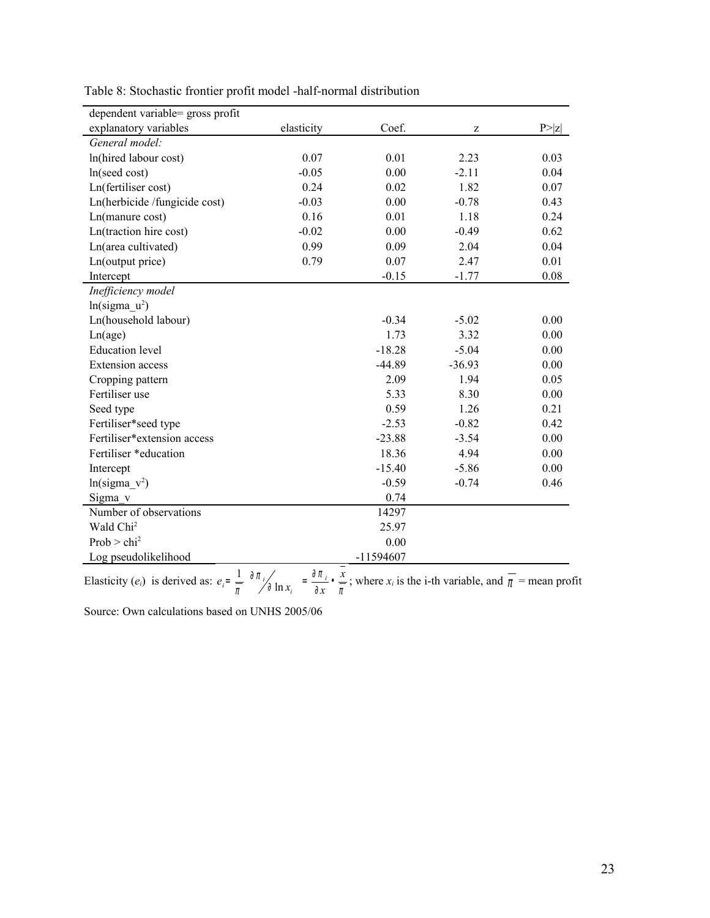Table 8: Stochastic frontier profit model -half-normal distribution

| dependent variable= gross profit<br>explanatory variables | elasticity | Coef. | z | P>\|z\| |
|---|---|---|---|---|
| *General model:* | | | | |
| ln(hired labour cost) | 0.07 | 0.01 | 2.23 | 0.03 |
| ln(seed cost) | -0.05 | 0.00 | -2.11 | 0.04 |
| Ln(fertiliser cost) | 0.24 | 0.02 | 1.82 | 0.07 |
| Ln(herbicide /fungicide cost) | -0.03 | 0.00 | -0.78 | 0.43 |
| Ln(manure cost) | 0.16 | 0.01 | 1.18 | 0.24 |
| Ln(traction hire cost) | -0.02 | 0.00 | -0.49 | 0.62 |
| Ln(area cultivated) | 0.99 | 0.09 | 2.04 | 0.04 |
| Ln(output price) | 0.79 | 0.07 | 2.47 | 0.01 |
| Intercept | | -0.15 | -1.77 | 0.08 |
| *Inefficiency model* | | | | |
| $\ln(\text{sigma\_u}^2)$ | | | | |
| Ln(household labour) | | -0.34 | -5.02 | 0.00 |
| Ln(age) | | 1.73 | 3.32 | 0.00 |
| Education level | | -18.28 | -5.04 | 0.00 |
| Extension access | | -44.89 | -36.93 | 0.00 |
| Cropping pattern | | 2.09 | 1.94 | 0.05 |
| Fertiliser use | | 5.33 | 8.30 | 0.00 |
| Seed type | | 0.59 | 1.26 | 0.21 |
| Fertiliser*seed type | | -2.53 | -0.82 | 0.42 |
| Fertiliser*extension access | | -23.88 | -3.54 | 0.00 |
| Fertiliser *education | | 18.36 | 4.94 | 0.00 |
| Intercept | | -15.40 | -5.86 | 0.00 |
| $\ln(\text{sigma\_v}^2)$ | | -0.59 | -0.74 | 0.46 |
| Sigma_v | | 0.74 | | |
| Number of observations | | 14297 | | |
| Wald $\text{Chi}^2$ | | 25.97 | | |
| Prob > $\text{chi}^2$ | | 0.00 | | |
| Log pseudolikelihood | | -11594607 | | |

Elasticity ($e_i$) is derived as: $e_i = \frac{1}{\overline{\pi}} \frac{\partial \pi_i}{\partial \ln x_i} = \frac{\partial \pi_i}{\partial x} \cdot \frac{\overline{x}}{\overline{\pi}}$; where $x_i$ is the i-th variable, and $\overline{\pi}$ = mean profit

Source: Own calculations based on UNHS 2005/06